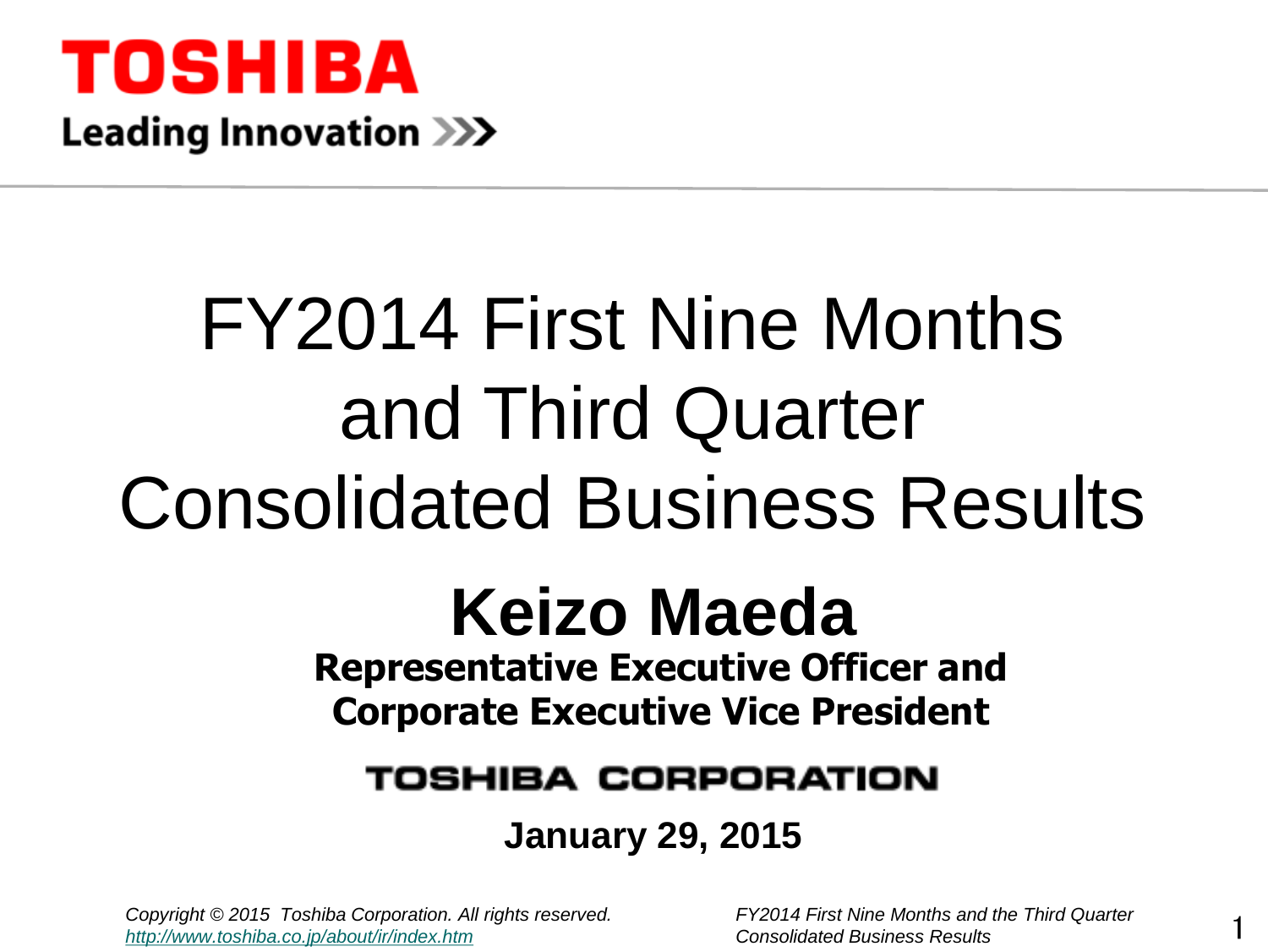**TOSHIBA**

**Leading Innovation >>>**

# FY2014 First Nine Months and Third Quarter Consolidated Business Results

## Keizo Maeda

**Representative Executive Officer and Corporate Executive Vice President**

**TOSHIBA CORPORATION**

**January 29, 2015**

*Copyright © 2015 Toshiba Corporation. All rights reserved.*
*http://www.toshiba.co.jp/about/ir/index.htm*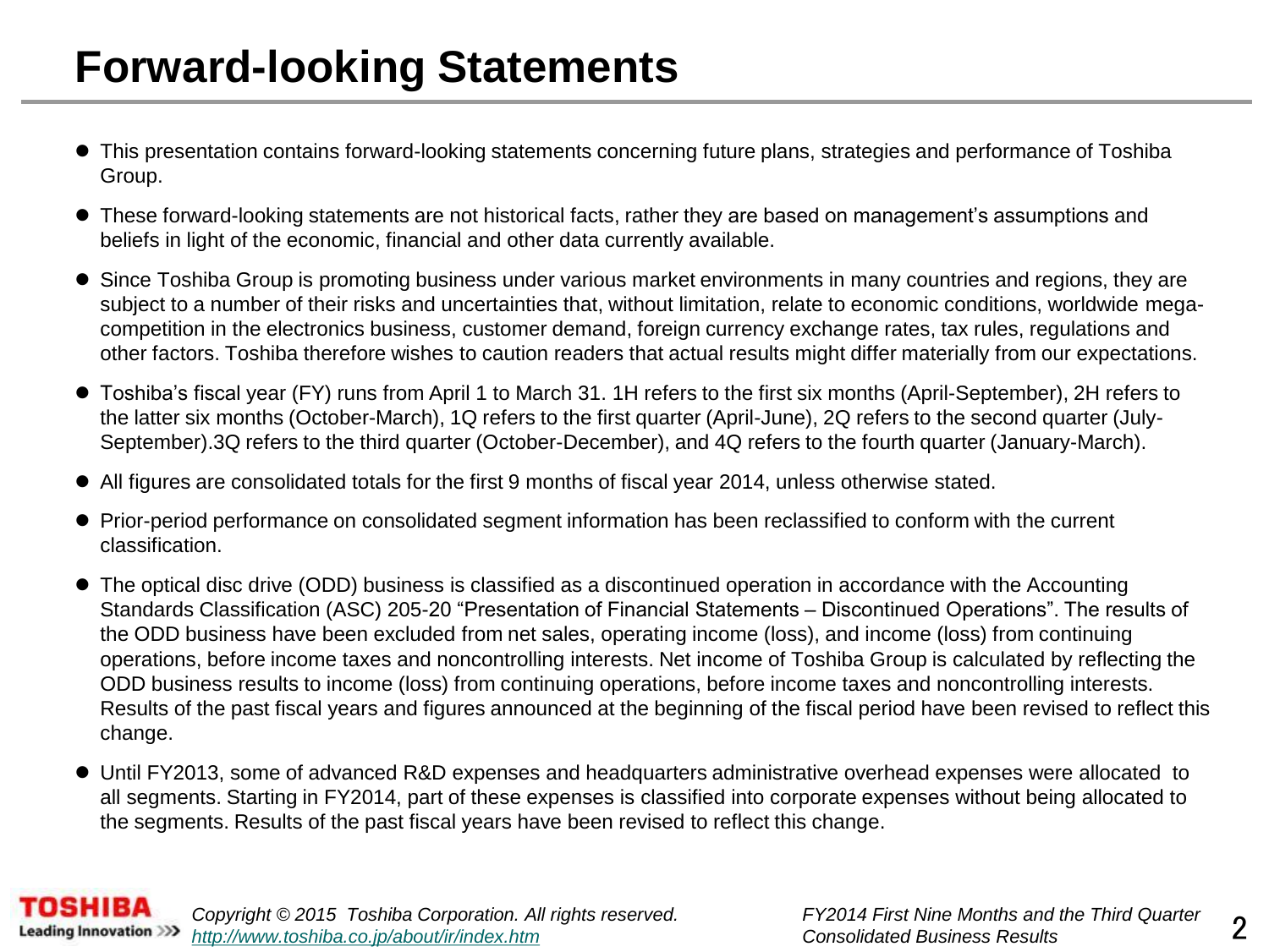# Forward-looking Statements

- This presentation contains forward-looking statements concerning future plans, strategies and performance of Toshiba Group.
- These forward-looking statements are not historical facts, rather they are based on management's assumptions and beliefs in light of the economic, financial and other data currently available.
- Since Toshiba Group is promoting business under various market environments in many countries and regions, they are subject to a number of their risks and uncertainties that, without limitation, relate to economic conditions, worldwide mega-competition in the electronics business, customer demand, foreign currency exchange rates, tax rules, regulations and other factors. Toshiba therefore wishes to caution readers that actual results might differ materially from our expectations.
- Toshiba's fiscal year (FY) runs from April 1 to March 31. 1H refers to the first six months (April-September), 2H refers to the latter six months (October-March), 1Q refers to the first quarter (April-June), 2Q refers to the second quarter (July-September).3Q refers to the third quarter (October-December), and 4Q refers to the fourth quarter (January-March).
- All figures are consolidated totals for the first 9 months of fiscal year 2014, unless otherwise stated.
- Prior-period performance on consolidated segment information has been reclassified to conform with the current classification.
- The optical disc drive (ODD) business is classified as a discontinued operation in accordance with the Accounting Standards Classification (ASC) 205-20 "Presentation of Financial Statements – Discontinued Operations". The results of the ODD business have been excluded from net sales, operating income (loss), and income (loss) from continuing operations, before income taxes and noncontrolling interests. Net income of Toshiba Group is calculated by reflecting the ODD business results to income (loss) from continuing operations, before income taxes and noncontrolling interests. Results of the past fiscal years and figures announced at the beginning of the fiscal period have been revised to reflect this change.
- Until FY2013, some of advanced R&D expenses and headquarters administrative overhead expenses were allocated to all segments. Starting in FY2014, part of these expenses is classified into corporate expenses without being allocated to the segments. Results of the past fiscal years have been revised to reflect this change.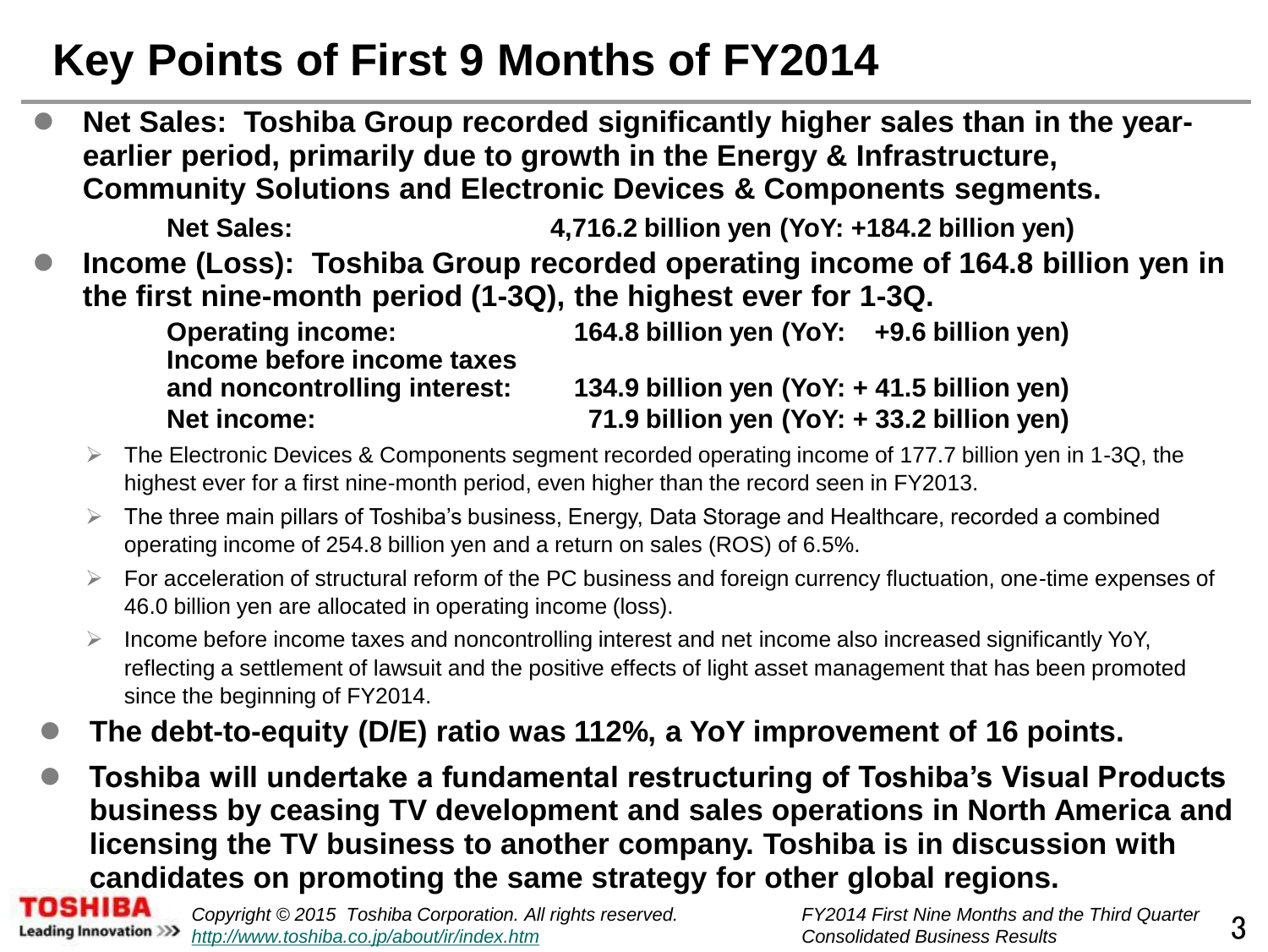# Key Points of First 9 Months of FY2014

- **Net Sales: Toshiba Group recorded significantly higher sales than in the year-earlier period, primarily due to growth in the Energy & Infrastructure, Community Solutions and Electronic Devices & Components segments.**

| | |
|---|---|
| **Net Sales:** | **4,716.2 billion yen (YoY: +184.2 billion yen)** |

- **Income (Loss): Toshiba Group recorded operating income of 164.8 billion yen in the first nine-month period (1-3Q), the highest ever for 1-3Q.**

| | |
|---|---|
| **Operating income:** | **164.8 billion yen (YoY: +9.6 billion yen)** |
| **Income before income taxes and noncontrolling interest:** | **134.9 billion yen (YoY: + 41.5 billion yen)** |
| **Net income:** | **71.9 billion yen (YoY: + 33.2 billion yen)** |

  - The Electronic Devices & Components segment recorded operating income of 177.7 billion yen in 1-3Q, the highest ever for a first nine-month period, even higher than the record seen in FY2013.
  - The three main pillars of Toshiba's business, Energy, Data Storage and Healthcare, recorded a combined operating income of 254.8 billion yen and a return on sales (ROS) of 6.5%.
  - For acceleration of structural reform of the PC business and foreign currency fluctuation, one-time expenses of 46.0 billion yen are allocated in operating income (loss).
  - Income before income taxes and noncontrolling interest and net income also increased significantly YoY, reflecting a settlement of lawsuit and the positive effects of light asset management that has been promoted since the beginning of FY2014.

- **The debt-to-equity (D/E) ratio was 112%, a YoY improvement of 16 points.**
- **Toshiba will undertake a fundamental restructuring of Toshiba's Visual Products business by ceasing TV development and sales operations in North America and licensing the TV business to another company. Toshiba is in discussion with candidates on promoting the same strategy for other global regions.**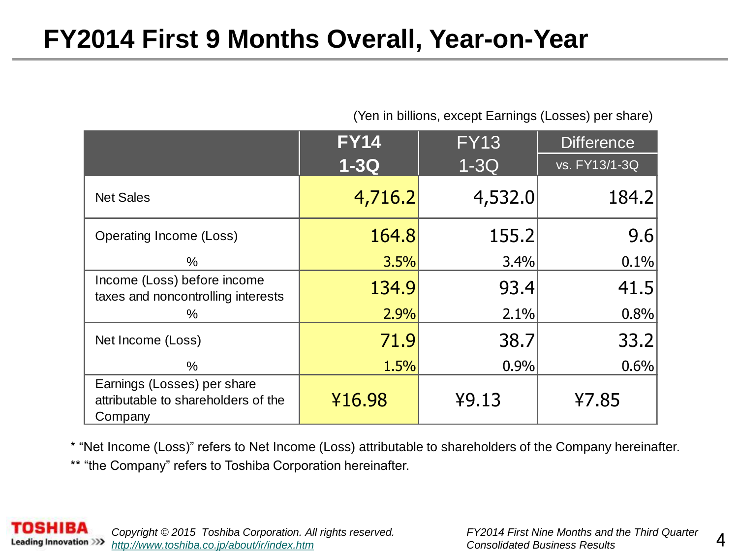# FY2014 First 9 Months Overall, Year-on-Year

(Yen in billions, except Earnings (Losses) per share)

| | FY14 1-3Q | FY13 1-3Q | Difference vs. FY13/1-3Q |
|---|---|---|---|
| Net Sales | 4,716.2 | 4,532.0 | 184.2 |
| Operating Income (Loss) | 164.8 | 155.2 | 9.6 |
| % | 3.5% | 3.4% | 0.1% |
| Income (Loss) before income taxes and noncontrolling interests | 134.9 | 93.4 | 41.5 |
| % | 2.9% | 2.1% | 0.8% |
| Net Income (Loss) | 71.9 | 38.7 | 33.2 |
| % | 1.5% | 0.9% | 0.6% |
| Earnings (Losses) per share attributable to shareholders of the Company | ¥16.98 | ¥9.13 | ¥7.85 |

* "Net Income (Loss)" refers to Net Income (Loss) attributable to shareholders of the Company hereinafter.

** "the Company" refers to Toshiba Corporation hereinafter.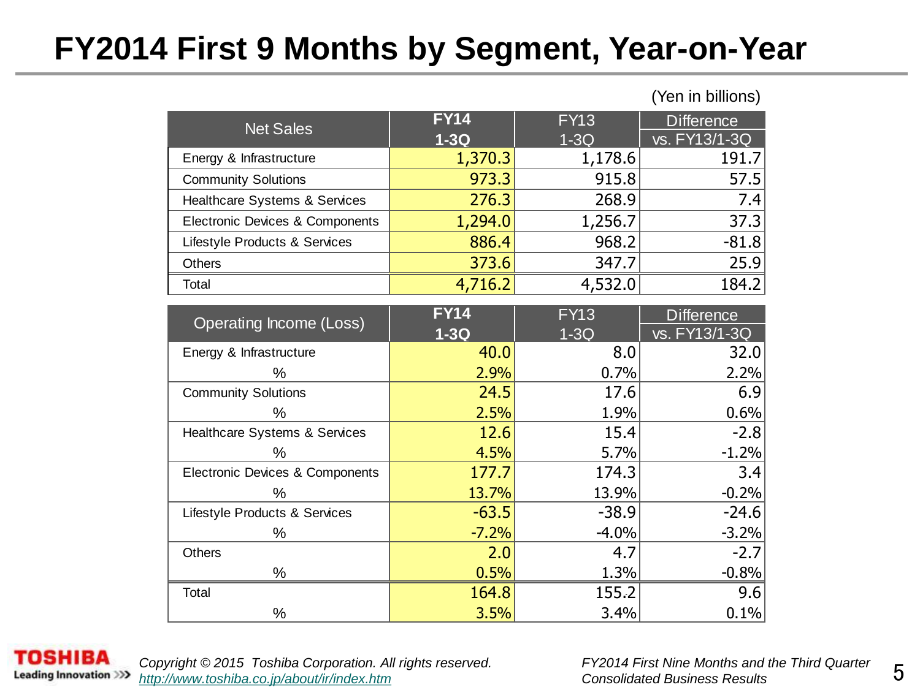# FY2014 First 9 Months by Segment, Year-on-Year

(Yen in billions)

| Net Sales | FY14 1-3Q | FY13 1-3Q | Difference vs. FY13/1-3Q |
|---|---|---|---|
| Energy & Infrastructure | 1,370.3 | 1,178.6 | 191.7 |
| Community Solutions | 973.3 | 915.8 | 57.5 |
| Healthcare Systems & Services | 276.3 | 268.9 | 7.4 |
| Electronic Devices & Components | 1,294.0 | 1,256.7 | 37.3 |
| Lifestyle Products & Services | 886.4 | 968.2 | -81.8 |
| Others | 373.6 | 347.7 | 25.9 |
| Total | 4,716.2 | 4,532.0 | 184.2 |

| Operating Income (Loss) | FY14 1-3Q | FY13 1-3Q | Difference vs. FY13/1-3Q |
|---|---|---|---|
| Energy & Infrastructure | 40.0 | 8.0 | 32.0 |
| % | 2.9% | 0.7% | 2.2% |
| Community Solutions | 24.5 | 17.6 | 6.9 |
| % | 2.5% | 1.9% | 0.6% |
| Healthcare Systems & Services | 12.6 | 15.4 | -2.8 |
| % | 4.5% | 5.7% | -1.2% |
| Electronic Devices & Components | 177.7 | 174.3 | 3.4 |
| % | 13.7% | 13.9% | -0.2% |
| Lifestyle Products & Services | -63.5 | -38.9 | -24.6 |
| % | -7.2% | -4.0% | -3.2% |
| Others | 2.0 | 4.7 | -2.7 |
| % | 0.5% | 1.3% | -0.8% |
| Total | 164.8 | 155.2 | 9.6 |
| % | 3.5% | 3.4% | 0.1% |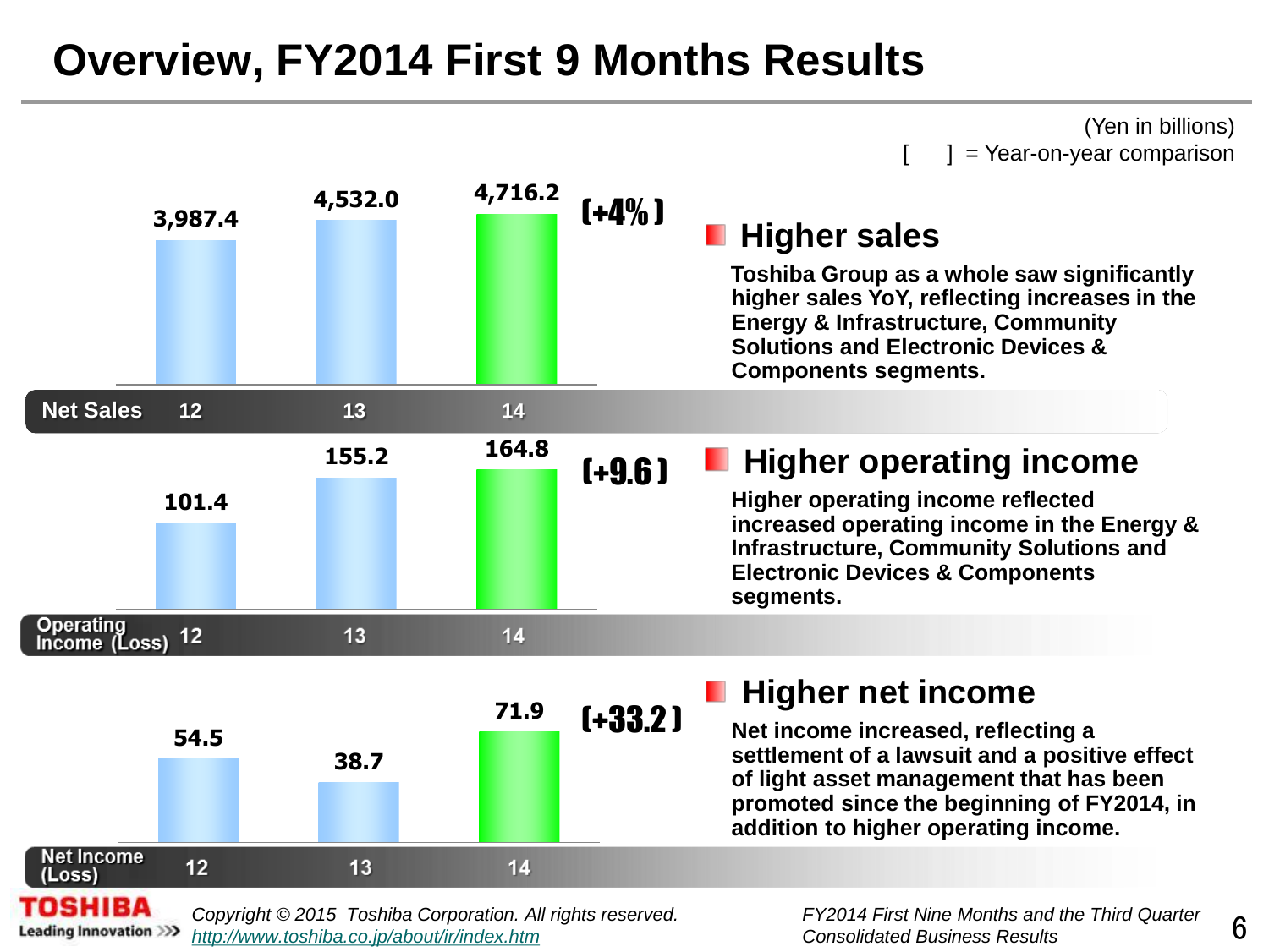# Overview, FY2014 First 9 Months Results

(Yen in billions)
[ ] = Year-on-year comparison

| | 12 | 13 | 14 | |
|---|---|---|---|---|
| Net Sales | 3,987.4 | 4,532.0 | 4,716.2 | [+4%] |
| Operating Income (Loss) | 101.4 | 155.2 | 164.8 | [+9.6] |
| Net Income (Loss) | 54.5 | 38.7 | 71.9 | [+33.2] |

## Higher sales

**Toshiba Group as a whole saw significantly higher sales YoY, reflecting increases in the Energy & Infrastructure, Community Solutions and Electronic Devices & Components segments.**

## Higher operating income

**Higher operating income reflected increased operating income in the Energy & Infrastructure, Community Solutions and Electronic Devices & Components segments.**

## Higher net income

**Net income increased, reflecting a settlement of a lawsuit and a positive effect of light asset management that has been promoted since the beginning of FY2014, in addition to higher operating income.**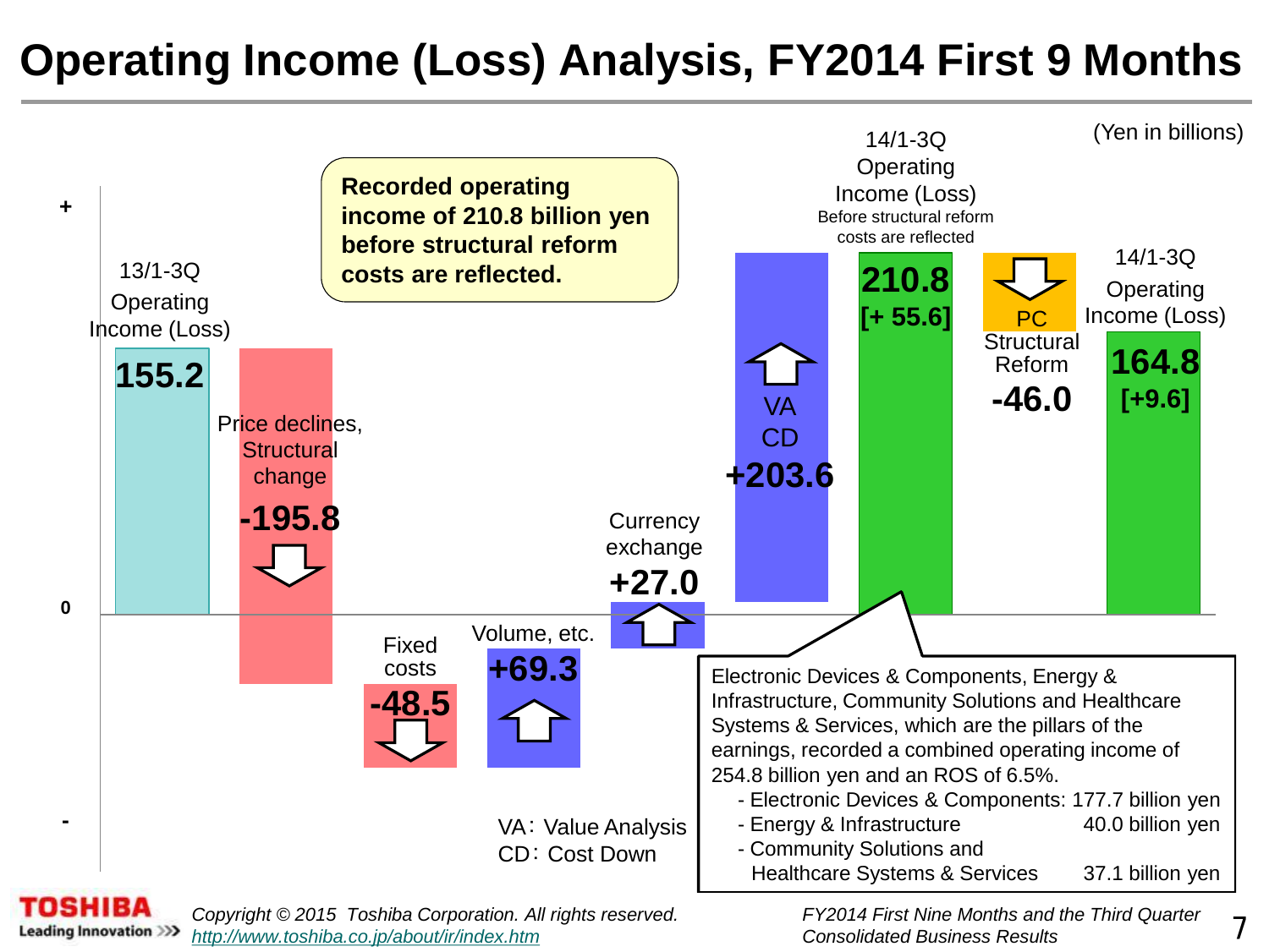# Operating Income (Loss) Analysis, FY2014 First 9 Months

(Yen in billions)

**Recorded operating income of 210.8 billion yen before structural reform costs are reflected.**

| Item | Amount |
|---|---|
| 13/1-3Q Operating Income (Loss) | 155.2 |
| Price declines, Structural change | -195.8 |
| Fixed costs | -48.5 |
| Volume, etc. | +69.3 |
| Currency exchange | +27.0 |
| VA CD | +203.6 |
| 14/1-3Q Operating Income (Loss) Before structural reform costs are reflected | 210.8 [+ 55.6] |
| PC Structural Reform | -46.0 |
| 14/1-3Q Operating Income (Loss) | 164.8 [+9.6] |

VA: Value Analysis
CD: Cost Down

Electronic Devices & Components, Energy & Infrastructure, Community Solutions and Healthcare Systems & Services, which are the pillars of the earnings, recorded a combined operating income of 254.8 billion yen and an ROS of 6.5%.

- Electronic Devices & Components: 177.7 billion yen
- Energy & Infrastructure 40.0 billion yen
- Community Solutions and Healthcare Systems & Services 37.1 billion yen

*Copyright © 2015 Toshiba Corporation. All rights reserved.*
*http://www.toshiba.co.jp/about/ir/index.htm*

*FY2014 First Nine Months and the Third Quarter Consolidated Business Results*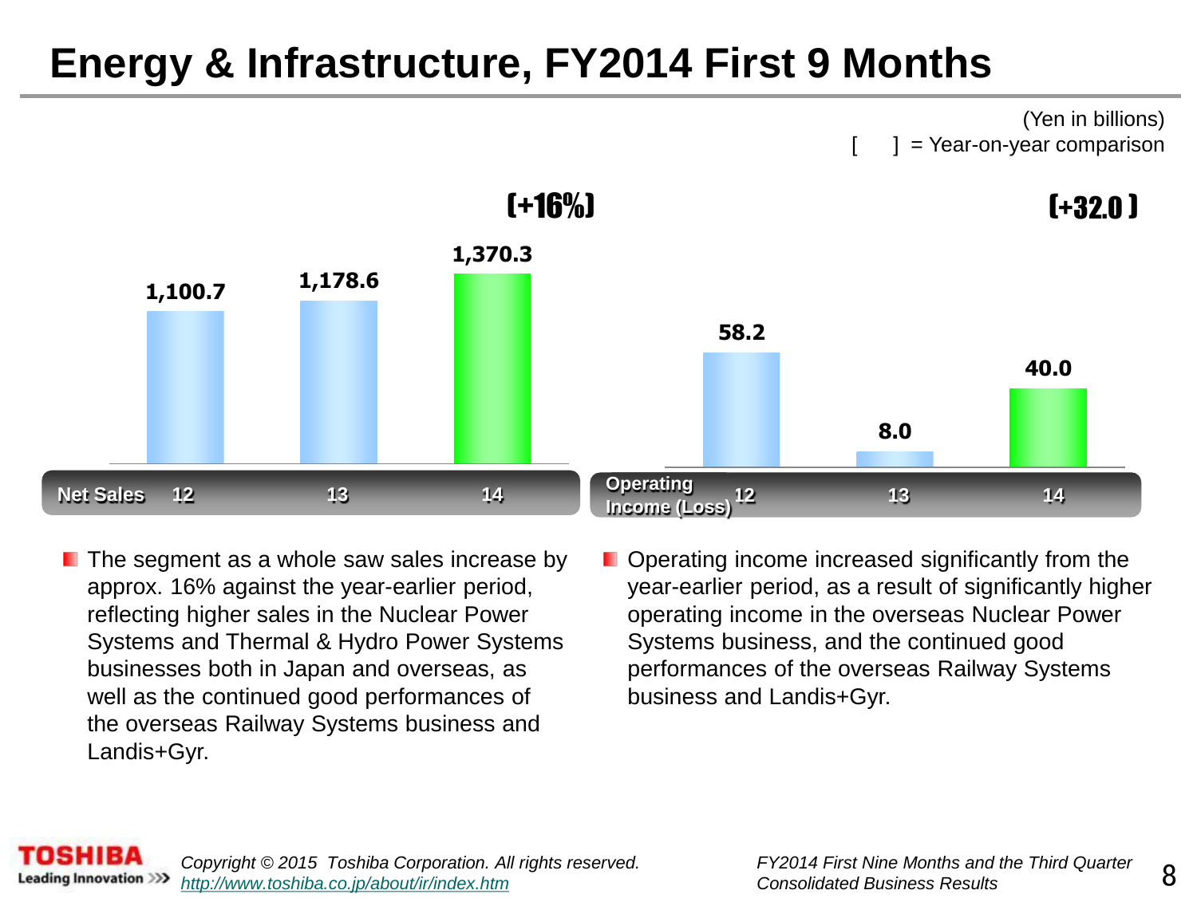# Energy & Infrastructure, FY2014 First 9 Months

(Yen in billions)

[ ] = Year-on-year comparison

**Net Sales** [+16%]

| | 12 | 13 | 14 |
|---|---|---|---|
| Net Sales | 1,100.7 | 1,178.6 | 1,370.3 |

**Operating Income (Loss)** [+32.0]

| | 12 | 13 | 14 |
|---|---|---|---|
| Operating Income (Loss) | 58.2 | 8.0 | 40.0 |

- The segment as a whole saw sales increase by approx. 16% against the year-earlier period, reflecting higher sales in the Nuclear Power Systems and Thermal & Hydro Power Systems businesses both in Japan and overseas, as well as the continued good performances of the overseas Railway Systems business and Landis+Gyr.

- Operating income increased significantly from the year-earlier period, as a result of significantly higher operating income in the overseas Nuclear Power Systems business, and the continued good performances of the overseas Railway Systems business and Landis+Gyr.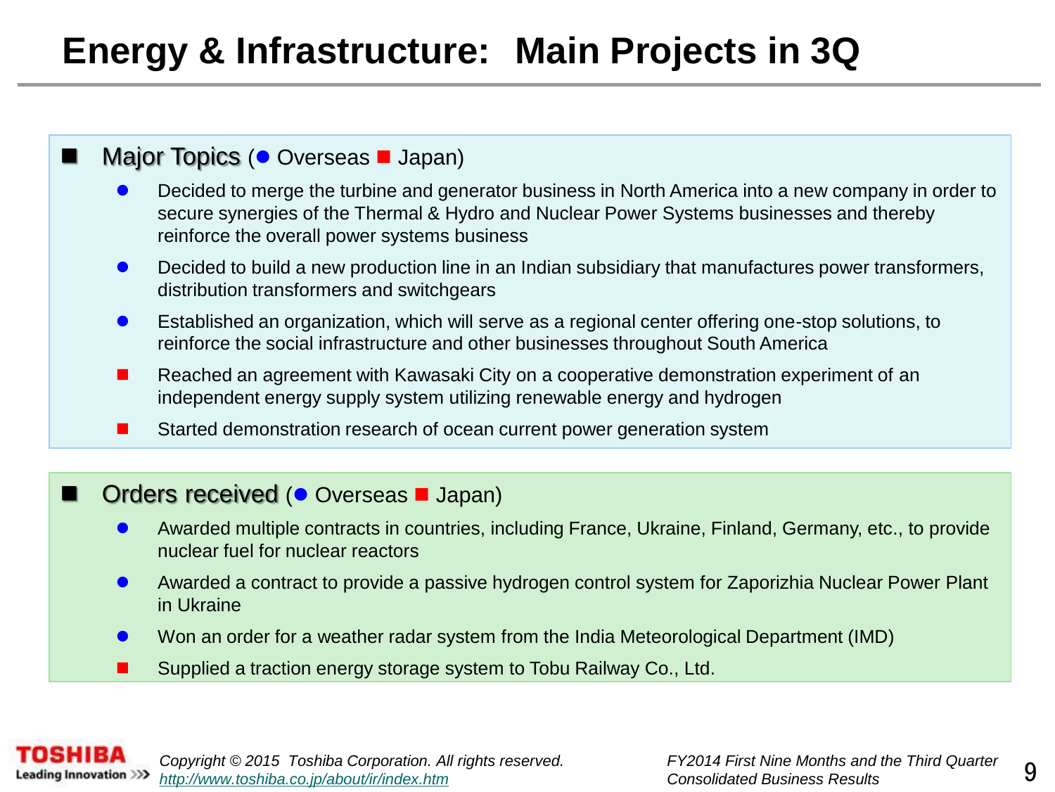# Energy & Infrastructure: Main Projects in 3Q

## Major Topics (● Overseas ■ Japan)

- ● Decided to merge the turbine and generator business in North America into a new company in order to secure synergies of the Thermal & Hydro and Nuclear Power Systems businesses and thereby reinforce the overall power systems business
- ● Decided to build a new production line in an Indian subsidiary that manufactures power transformers, distribution transformers and switchgears
- ● Established an organization, which will serve as a regional center offering one-stop solutions, to reinforce the social infrastructure and other businesses throughout South America
- ■ Reached an agreement with Kawasaki City on a cooperative demonstration experiment of an independent energy supply system utilizing renewable energy and hydrogen
- ■ Started demonstration research of ocean current power generation system

## Orders received (● Overseas ■ Japan)

- ● Awarded multiple contracts in countries, including France, Ukraine, Finland, Germany, etc., to provide nuclear fuel for nuclear reactors
- ● Awarded a contract to provide a passive hydrogen control system for Zaporizhia Nuclear Power Plant in Ukraine
- ● Won an order for a weather radar system from the India Meteorological Department (IMD)
- ■ Supplied a traction energy storage system to Tobu Railway Co., Ltd.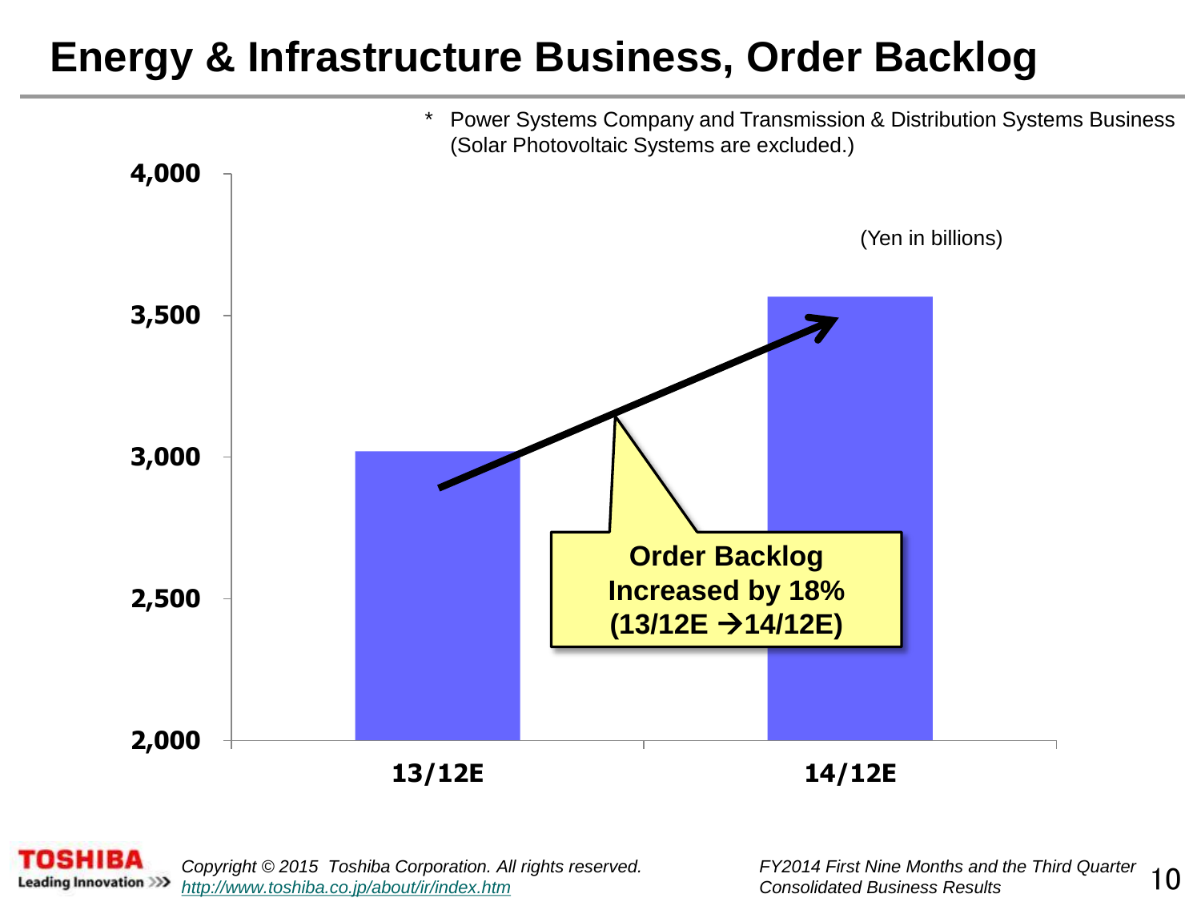# Energy & Infrastructure Business, Order Backlog

\* Power Systems Company and Transmission & Distribution Systems Business (Solar Photovoltaic Systems are excluded.)

(Yen in billions)

4,000

3,500

3,000

2,500

2,000

13/12E

14/12E

**Order Backlog Increased by 18% (13/12E →14/12E)**

*Copyright © 2015 Toshiba Corporation. All rights reserved.*
*http://www.toshiba.co.jp/about/ir/index.htm*

*FY2014 First Nine Months and the Third Quarter Consolidated Business Results*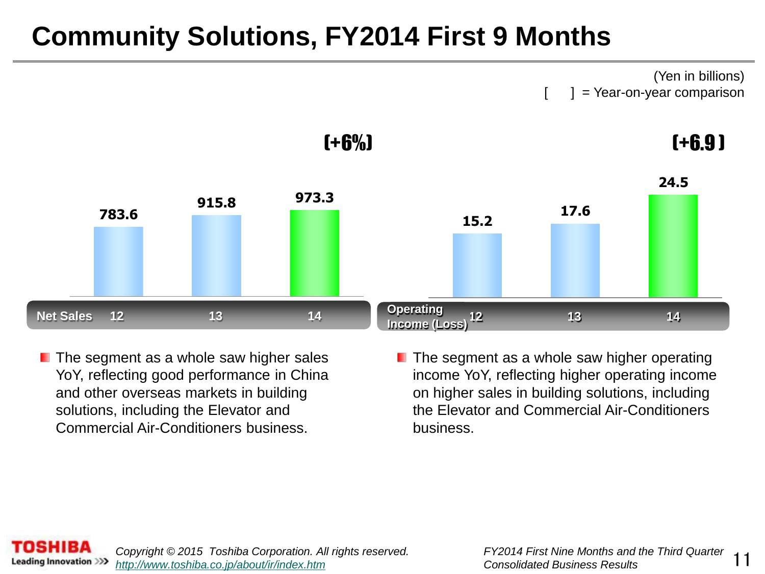# Community Solutions, FY2014 First 9 Months

(Yen in billions)
[ ] = Year-on-year comparison

| Net Sales | 12 | 13 | 14 |
|---|---|---|---|
| | 783.6 | 915.8 | 973.3 [+6%] |

| Operating Income (Loss) | 12 | 13 | 14 |
|---|---|---|---|
| | 15.2 | 17.6 | 24.5 [+6.9] |

- The segment as a whole saw higher sales YoY, reflecting good performance in China and other overseas markets in building solutions, including the Elevator and Commercial Air-Conditioners business.
- The segment as a whole saw higher operating income YoY, reflecting higher operating income on higher sales in building solutions, including the Elevator and Commercial Air-Conditioners business.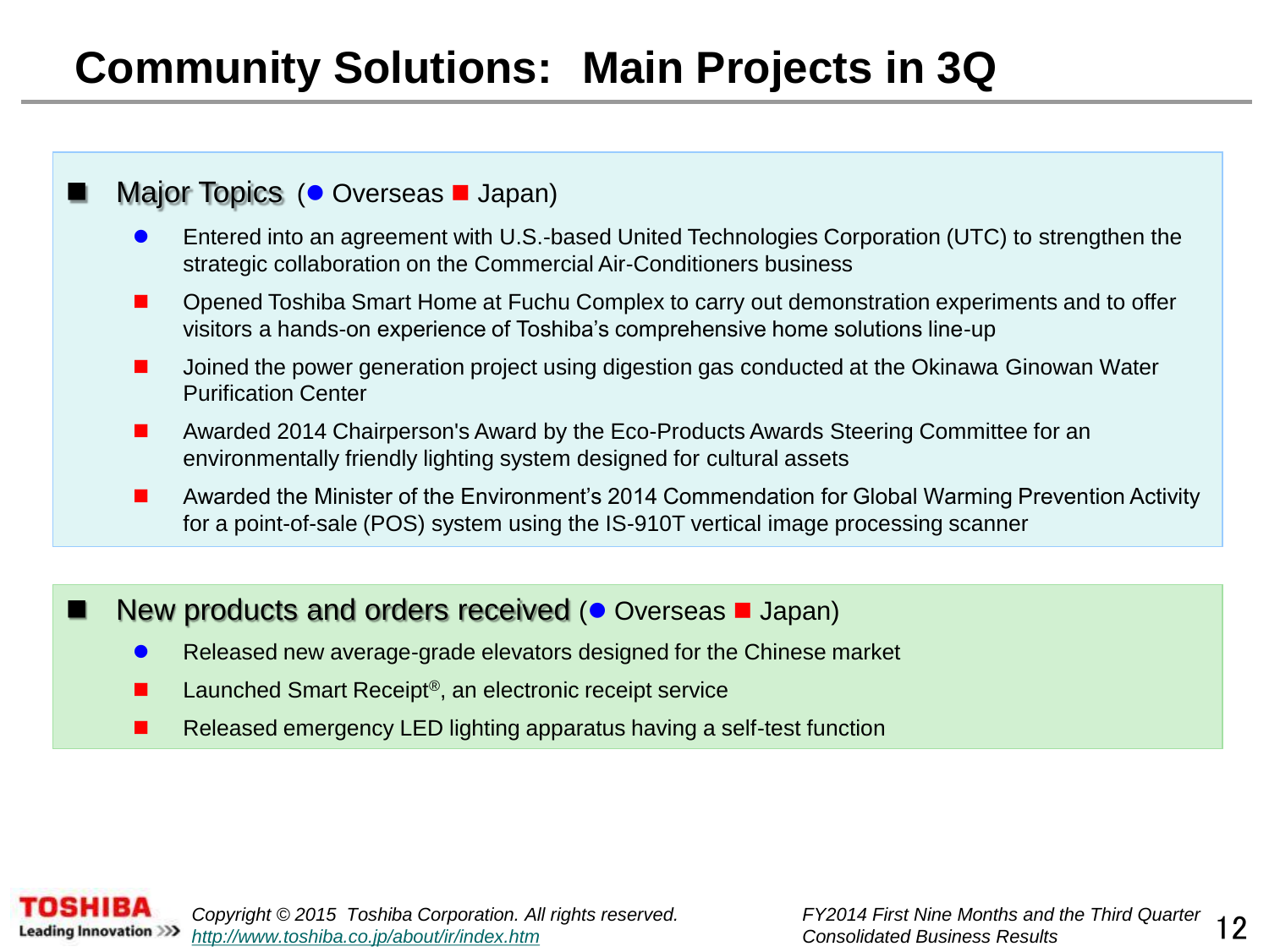# Community Solutions: Main Projects in 3Q

## Major Topics (● Overseas ■ Japan)

- ● Entered into an agreement with U.S.-based United Technologies Corporation (UTC) to strengthen the strategic collaboration on the Commercial Air-Conditioners business
- ■ Opened Toshiba Smart Home at Fuchu Complex to carry out demonstration experiments and to offer visitors a hands-on experience of Toshiba's comprehensive home solutions line-up
- ■ Joined the power generation project using digestion gas conducted at the Okinawa Ginowan Water Purification Center
- ■ Awarded 2014 Chairperson's Award by the Eco-Products Awards Steering Committee for an environmentally friendly lighting system designed for cultural assets
- ■ Awarded the Minister of the Environment's 2014 Commendation for Global Warming Prevention Activity for a point-of-sale (POS) system using the IS-910T vertical image processing scanner

## New products and orders received (● Overseas ■ Japan)

- ● Released new average-grade elevators designed for the Chinese market
- ■ Launched Smart Receipt®, an electronic receipt service
- ■ Released emergency LED lighting apparatus having a self-test function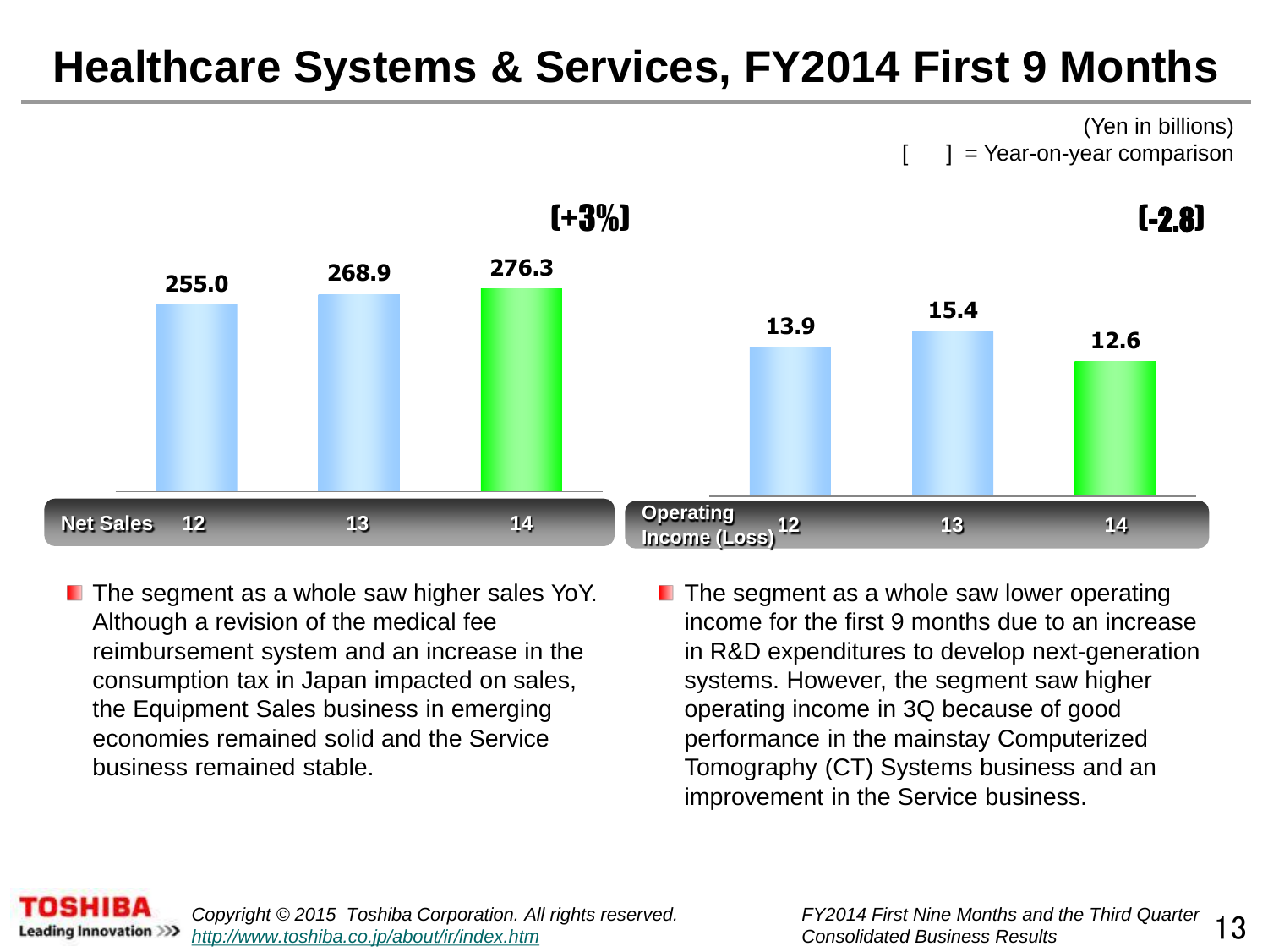# Healthcare Systems & Services, FY2014 First 9 Months

(Yen in billions)
[ ] = Year-on-year comparison

| Net Sales | 12 | 13 | 14 |
|---|---|---|---|
| | 255.0 | 268.9 | 276.3 [+3%] |

| Operating Income (Loss) | 12 | 13 | 14 |
|---|---|---|---|
| | 13.9 | 15.4 | 12.6 [-2.8] |

- The segment as a whole saw higher sales YoY. Although a revision of the medical fee reimbursement system and an increase in the consumption tax in Japan impacted on sales, the Equipment Sales business in emerging economies remained solid and the Service business remained stable.
- The segment as a whole saw lower operating income for the first 9 months due to an increase in R&D expenditures to develop next-generation systems. However, the segment saw higher operating income in 3Q because of good performance in the mainstay Computerized Tomography (CT) Systems business and an improvement in the Service business.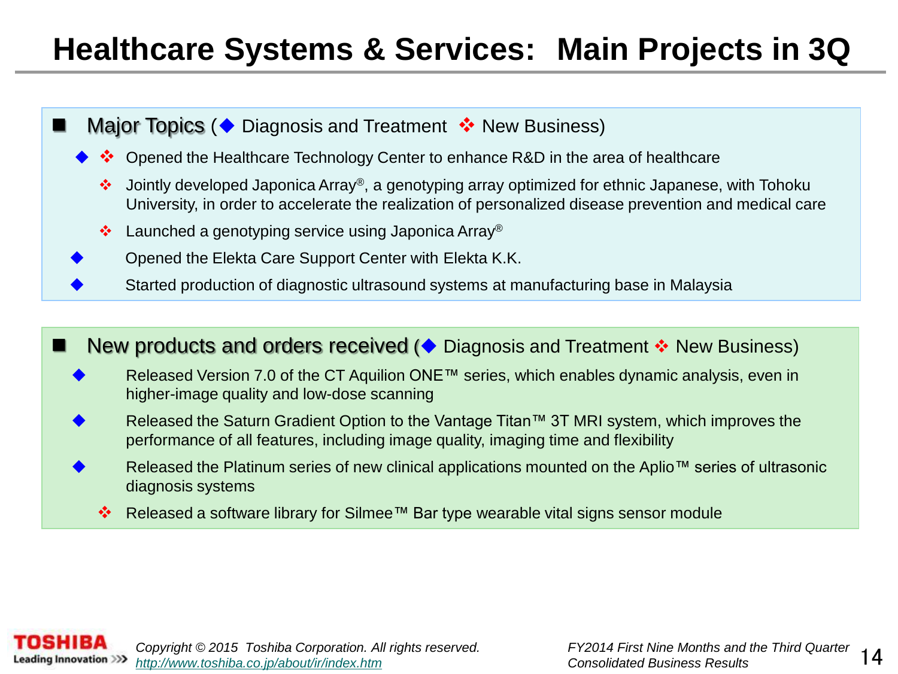# Healthcare Systems & Services: Main Projects in 3Q

## Major Topics (◆ Diagnosis and Treatment ❖ New Business)

- ◆ ❖ Opened the Healthcare Technology Center to enhance R&D in the area of healthcare
  - ❖ Jointly developed Japonica Array®, a genotyping array optimized for ethnic Japanese, with Tohoku University, in order to accelerate the realization of personalized disease prevention and medical care
  - ❖ Launched a genotyping service using Japonica Array®
- ◆ Opened the Elekta Care Support Center with Elekta K.K.
- ◆ Started production of diagnostic ultrasound systems at manufacturing base in Malaysia

## New products and orders received (◆ Diagnosis and Treatment ❖ New Business)

- ◆ Released Version 7.0 of the CT Aquilion ONE™ series, which enables dynamic analysis, even in higher-image quality and low-dose scanning
- ◆ Released the Saturn Gradient Option to the Vantage Titan™ 3T MRI system, which improves the performance of all features, including image quality, imaging time and flexibility
- ◆ Released the Platinum series of new clinical applications mounted on the Aplio™ series of ultrasonic diagnosis systems
  - ❖ Released a software library for Silmee™ Bar type wearable vital signs sensor module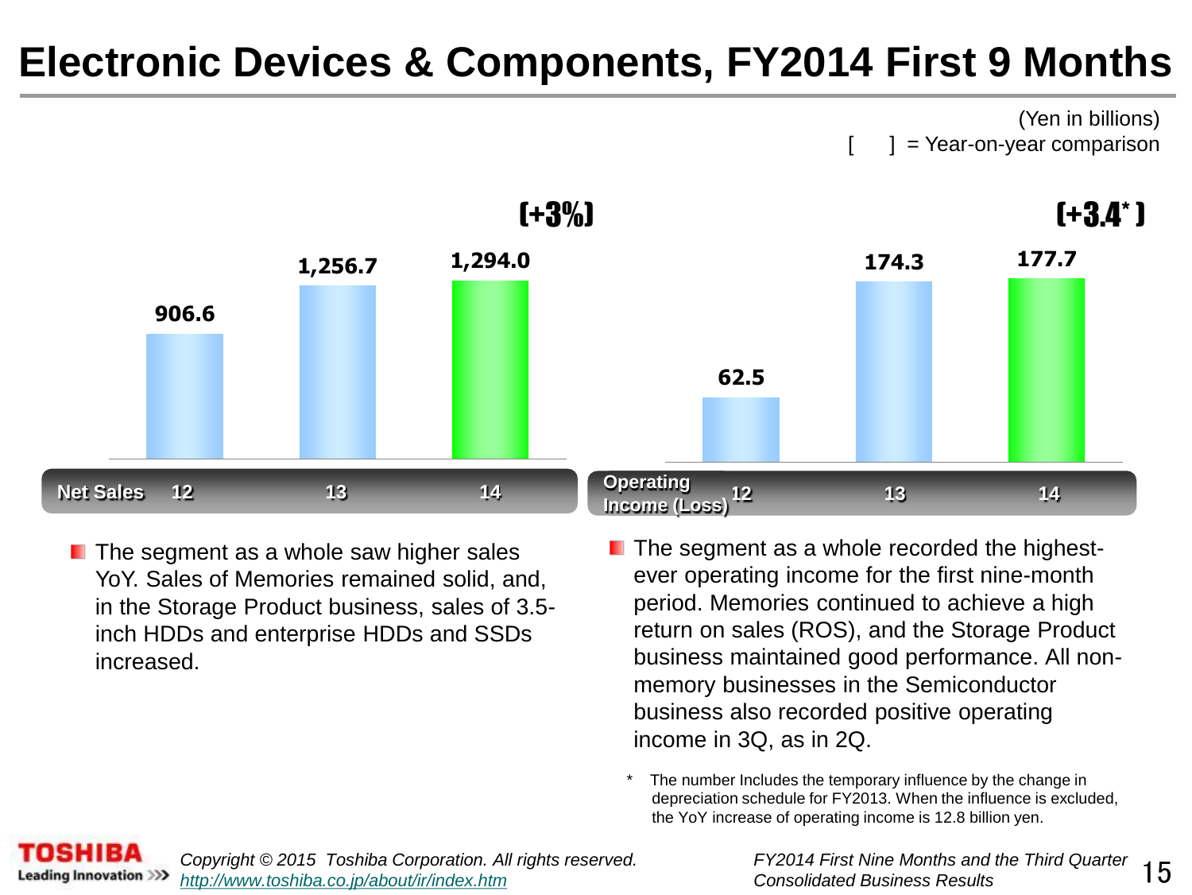# Electronic Devices & Components, FY2014 First 9 Months

(Yen in billions)
[ ] = Year-on-year comparison

| Net Sales | 12 | 13 | 14 |
|---|---|---|---|
| | 906.6 | 1,256.7 | 1,294.0 [+3%] |

| Operating Income (Loss) | 12 | 13 | 14 |
|---|---|---|---|
| | 62.5 | 174.3 | 177.7 [+3.4*] |

- The segment as a whole saw higher sales YoY. Sales of Memories remained solid, and, in the Storage Product business, sales of 3.5-inch HDDs and enterprise HDDs and SSDs increased.
- The segment as a whole recorded the highest-ever operating income for the first nine-month period. Memories continued to achieve a high return on sales (ROS), and the Storage Product business maintained good performance. All non-memory businesses in the Semiconductor business also recorded positive operating income in 3Q, as in 2Q.

\* The number Includes the temporary influence by the change in depreciation schedule for FY2013. When the influence is excluded, the YoY increase of operating income is 12.8 billion yen.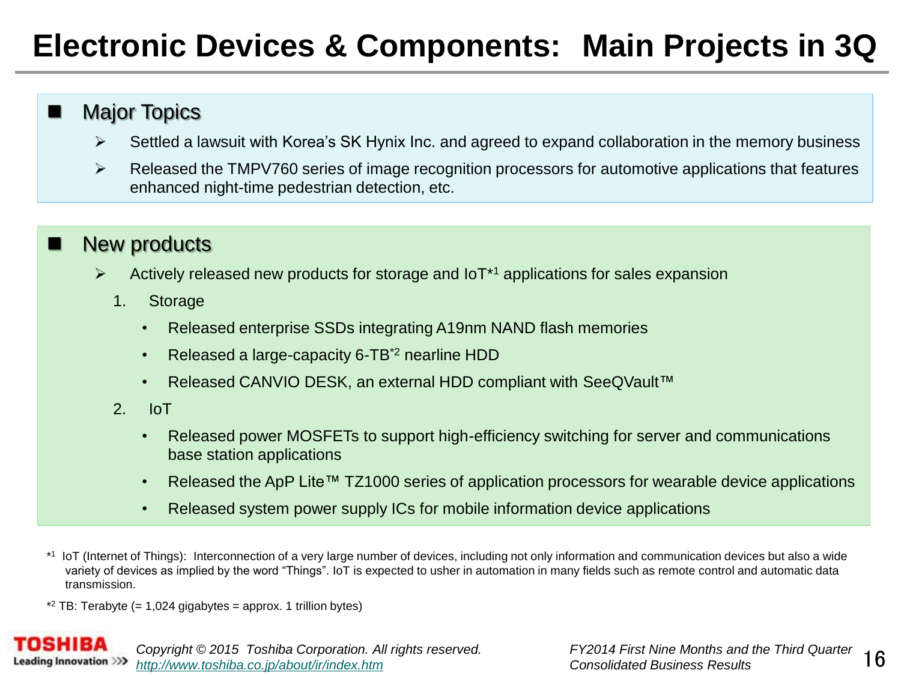# Electronic Devices & Components: Main Projects in 3Q

## Major Topics

- Settled a lawsuit with Korea's SK Hynix Inc. and agreed to expand collaboration in the memory business
- Released the TMPV760 series of image recognition processors for automotive applications that features enhanced night-time pedestrian detection, etc.

## New products

- Actively released new products for storage and IoT*[1] applications for sales expansion

1. Storage
   - Released enterprise SSDs integrating A19nm NAND flash memories
   - Released a large-capacity 6-TB*[2] nearline HDD
   - Released CANVIO DESK, an external HDD compliant with SeeQVault™
2. IoT
   - Released power MOSFETs to support high-efficiency switching for server and communications base station applications
   - Released the ApP Lite™ TZ1000 series of application processors for wearable device applications
   - Released system power supply ICs for mobile information device applications

*[1] IoT (Internet of Things): Interconnection of a very large number of devices, including not only information and communication devices but also a wide variety of devices as implied by the word "Things". IoT is expected to usher in automation in many fields such as remote control and automatic data transmission.

*[2] TB: Terabyte (= 1,024 gigabytes = approx. 1 trillion bytes)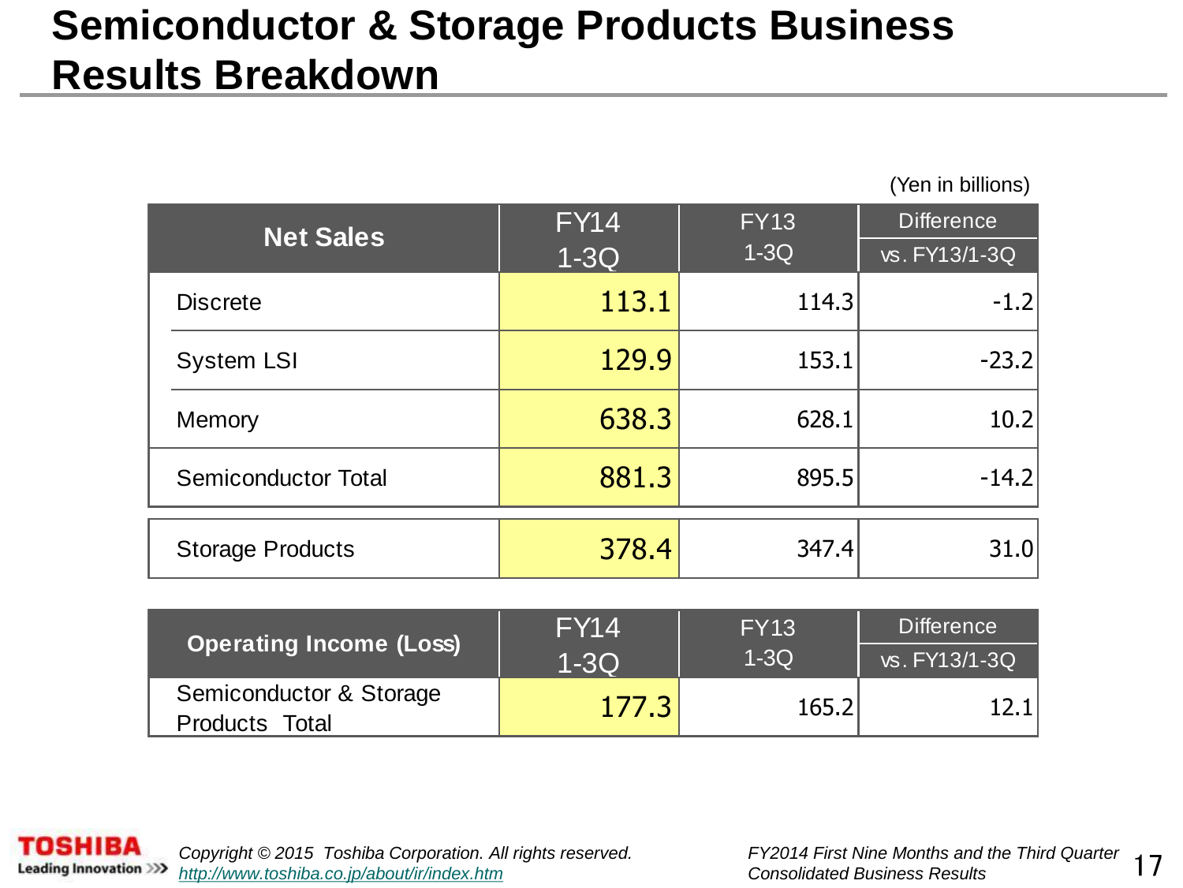# Semiconductor & Storage Products Business Results Breakdown

(Yen in billions)

| Net Sales | FY14 1-3Q | FY13 1-3Q | Difference vs. FY13/1-3Q |
|---|---|---|---|
| Discrete | 113.1 | 114.3 | -1.2 |
| System LSI | 129.9 | 153.1 | -23.2 |
| Memory | 638.3 | 628.1 | 10.2 |
| Semiconductor Total | 881.3 | 895.5 | -14.2 |
| Storage Products | 378.4 | 347.4 | 31.0 |

| Operating Income (Loss) | FY14 1-3Q | FY13 1-3Q | Difference vs. FY13/1-3Q |
|---|---|---|---|
| Semiconductor & Storage Products Total | 177.3 | 165.2 | 12.1 |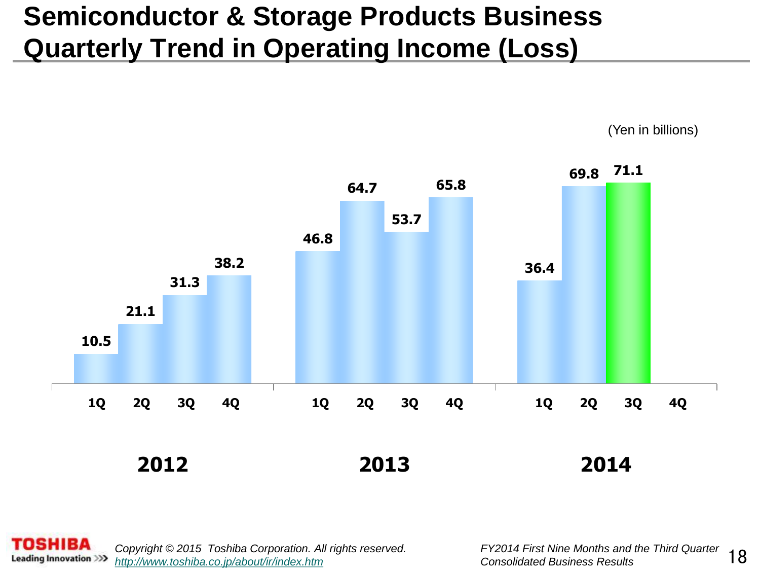# Semiconductor & Storage Products Business Quarterly Trend in Operating Income (Loss)

(Yen in billions)

| Year | 1Q | 2Q | 3Q | 4Q |
|---|---|---|---|---|
| 2012 | 10.5 | 21.1 | 31.3 | 38.2 |
| 2013 | 46.8 | 64.7 | 53.7 | 65.8 |
| 2014 | 36.4 | 69.8 | 71.1 | |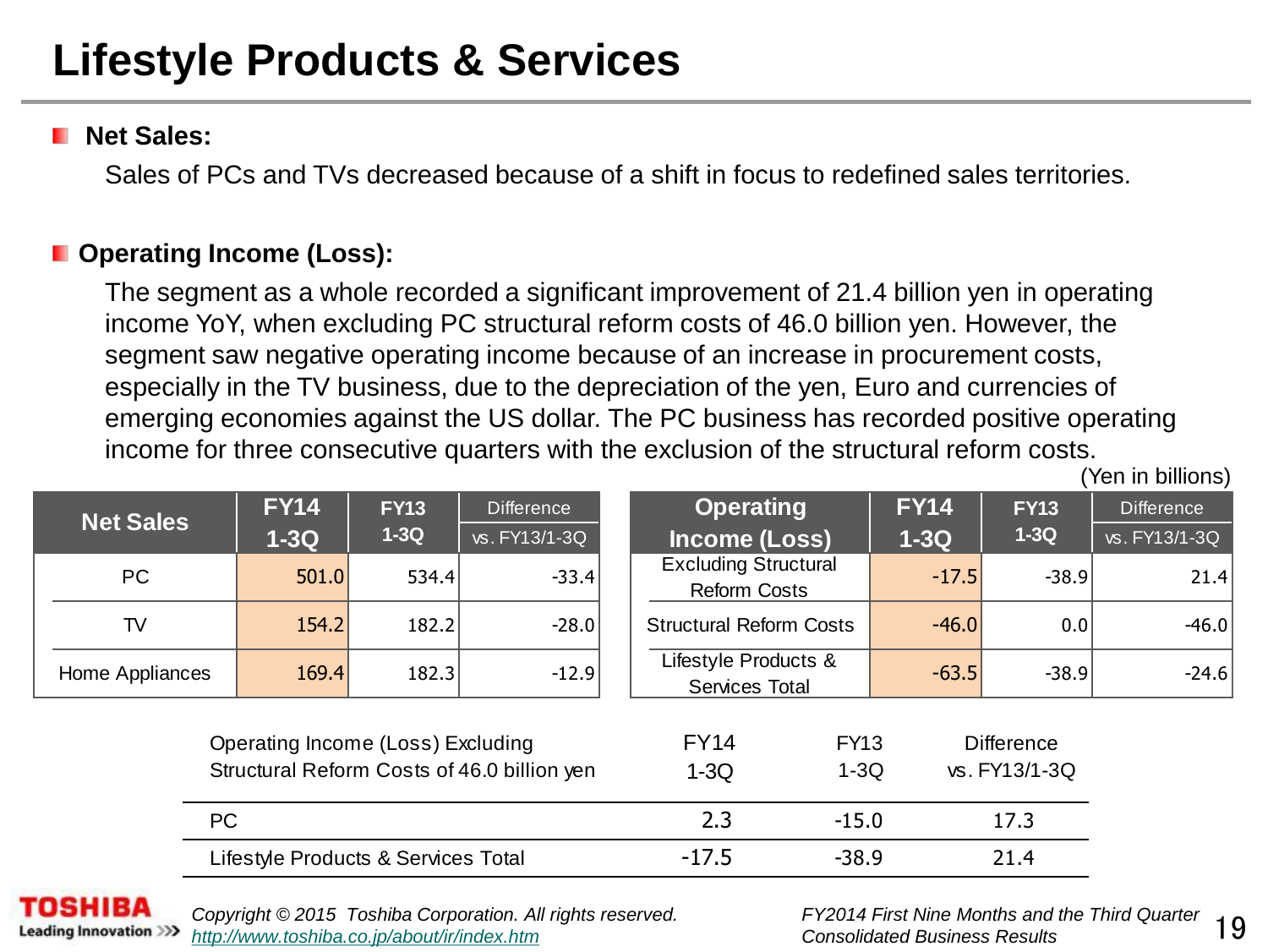# Lifestyle Products & Services

- **Net Sales:**

  Sales of PCs and TVs decreased because of a shift in focus to redefined sales territories.

- **Operating Income (Loss):**

  The segment as a whole recorded a significant improvement of 21.4 billion yen in operating income YoY, when excluding PC structural reform costs of 46.0 billion yen. However, the segment saw negative operating income because of an increase in procurement costs, especially in the TV business, due to the depreciation of the yen, Euro and currencies of emerging economies against the US dollar. The PC business has recorded positive operating income for three consecutive quarters with the exclusion of the structural reform costs.

(Yen in billions)

| Net Sales | FY14 1-3Q | FY13 1-3Q | Difference vs. FY13/1-3Q |
|---|---|---|---|
| PC | 501.0 | 534.4 | -33.4 |
| TV | 154.2 | 182.2 | -28.0 |
| Home Appliances | 169.4 | 182.3 | -12.9 |

| Operating Income (Loss) | FY14 1-3Q | FY13 1-3Q | Difference vs. FY13/1-3Q |
|---|---|---|---|
| Excluding Structural Reform Costs | -17.5 | -38.9 | 21.4 |
| Structural Reform Costs | -46.0 | 0.0 | -46.0 |
| Lifestyle Products & Services Total | -63.5 | -38.9 | -24.6 |

| Operating Income (Loss) Excluding Structural Reform Costs of 46.0 billion yen | FY14 1-3Q | FY13 1-3Q | Difference vs. FY13/1-3Q |
|---|---|---|---|
| PC | 2.3 | -15.0 | 17.3 |
| Lifestyle Products & Services Total | -17.5 | -38.9 | 21.4 |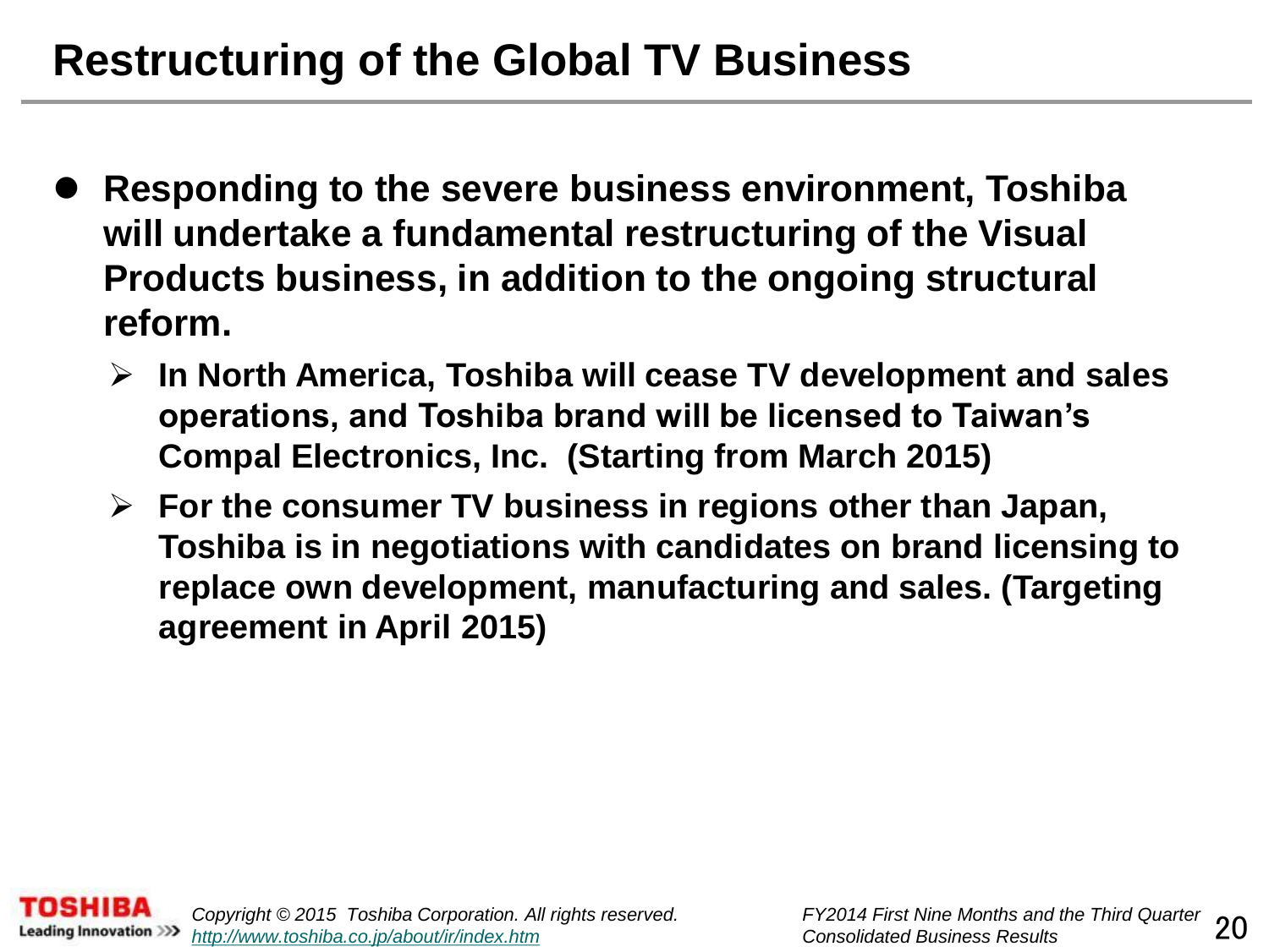# Restructuring of the Global TV Business

- **Responding to the severe business environment, Toshiba will undertake a fundamental restructuring of the Visual Products business, in addition to the ongoing structural reform.**
  - **In North America, Toshiba will cease TV development and sales operations, and Toshiba brand will be licensed to Taiwan's Compal Electronics, Inc. (Starting from March 2015)**
  - **For the consumer TV business in regions other than Japan, Toshiba is in negotiations with candidates on brand licensing to replace own development, manufacturing and sales. (Targeting agreement in April 2015)**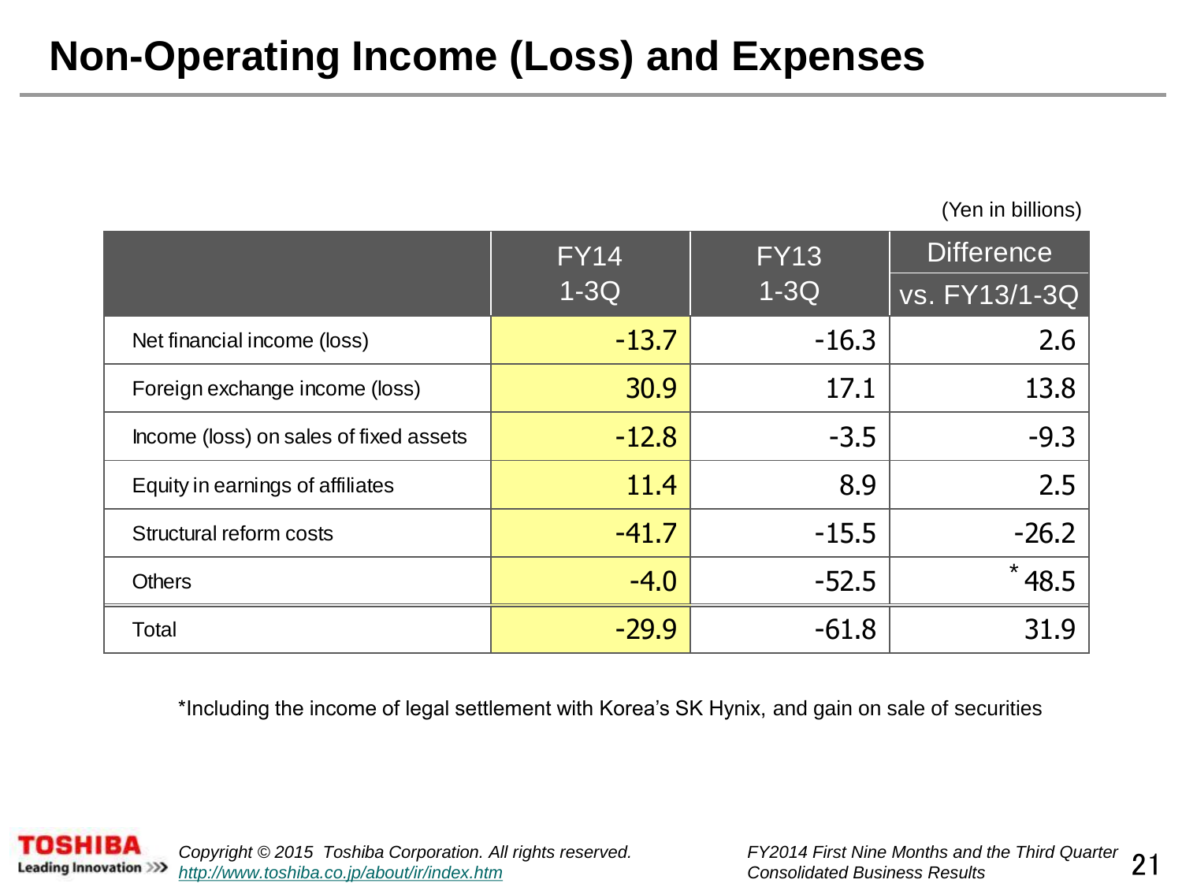# Non-Operating Income (Loss) and Expenses

(Yen in billions)

| | FY14 1-3Q | FY13 1-3Q | Difference vs. FY13/1-3Q |
|---|---|---|---|
| Net financial income (loss) | -13.7 | -16.3 | 2.6 |
| Foreign exchange income (loss) | 30.9 | 17.1 | 13.8 |
| Income (loss) on sales of fixed assets | -12.8 | -3.5 | -9.3 |
| Equity in earnings of affiliates | 11.4 | 8.9 | 2.5 |
| Structural reform costs | -41.7 | -15.5 | -26.2 |
| Others | -4.0 | -52.5 | * 48.5 |
| Total | -29.9 | -61.8 | 31.9 |

*Including the income of legal settlement with Korea's SK Hynix, and gain on sale of securities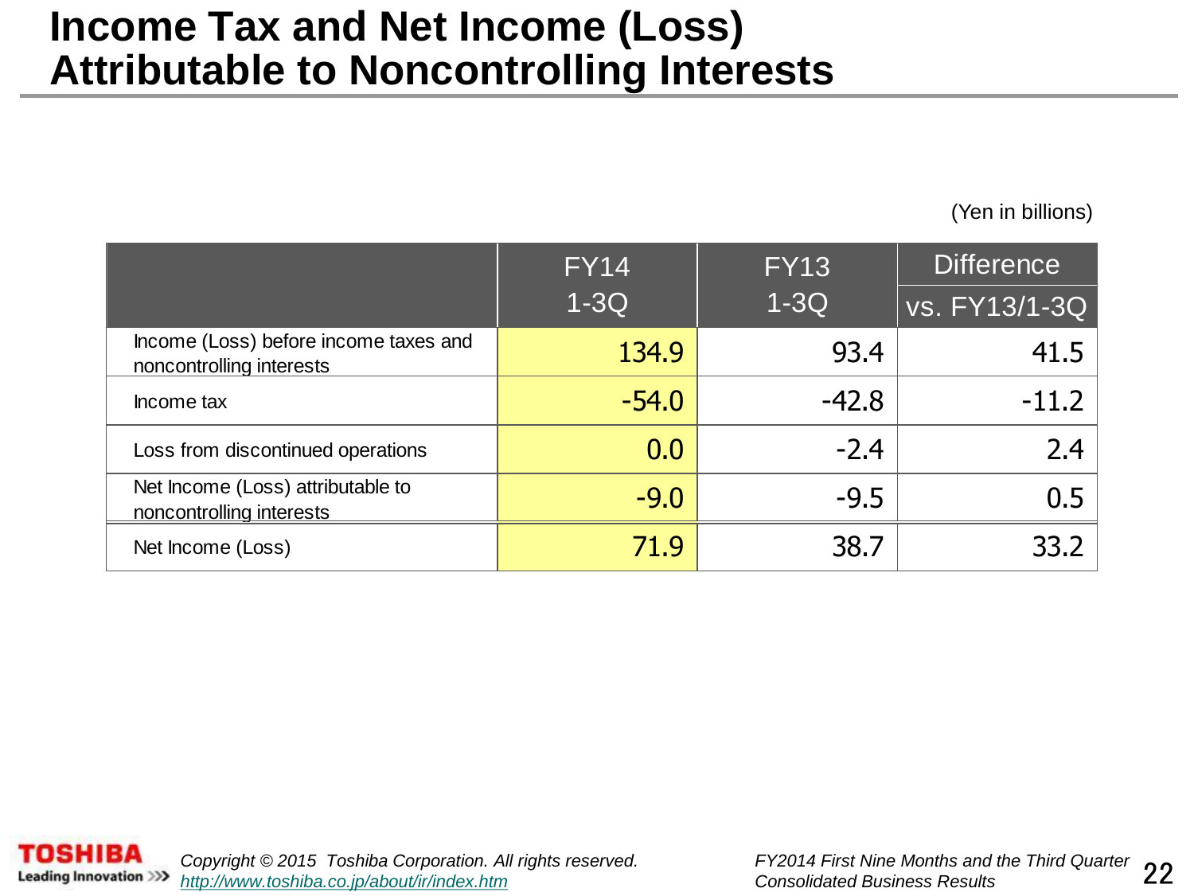# Income Tax and Net Income (Loss) Attributable to Noncontrolling Interests

(Yen in billions)

| | FY14 1-3Q | FY13 1-3Q | Difference vs. FY13/1-3Q |
|---|---|---|---|
| Income (Loss) before income taxes and noncontrolling interests | 134.9 | 93.4 | 41.5 |
| Income tax | -54.0 | -42.8 | -11.2 |
| Loss from discontinued operations | 0.0 | -2.4 | 2.4 |
| Net Income (Loss) attributable to noncontrolling interests | -9.0 | -9.5 | 0.5 |
| Net Income (Loss) | 71.9 | 38.7 | 33.2 |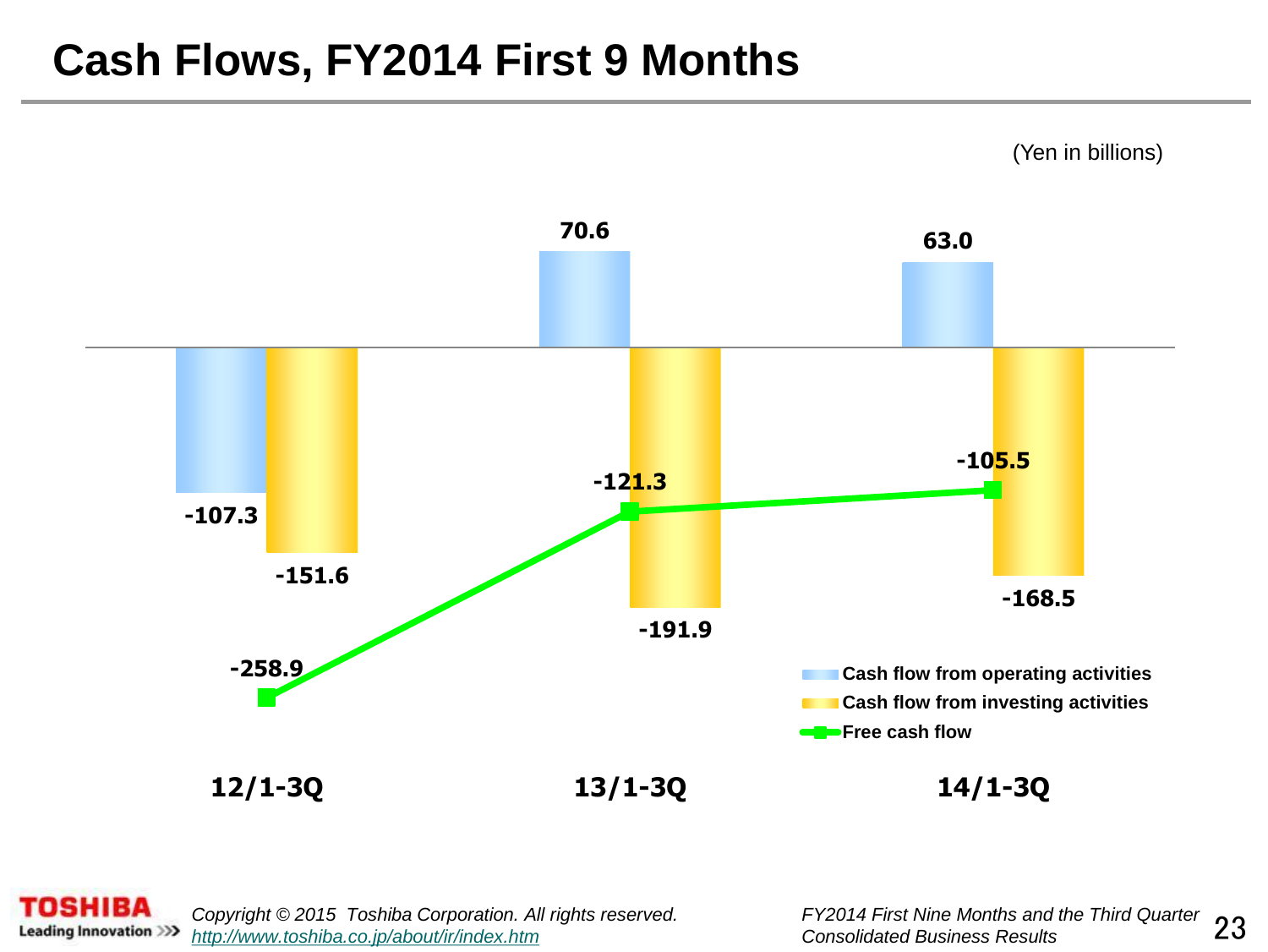# Cash Flows, FY2014 First 9 Months

(Yen in billions)

| | 12/1-3Q | 13/1-3Q | 14/1-3Q |
|---|---|---|---|
| Cash flow from operating activities | -107.3 | 70.6 | 63.0 |
| Cash flow from investing activities | -151.6 | -191.9 | -168.5 |
| Free cash flow | -258.9 | -121.3 | -105.5 |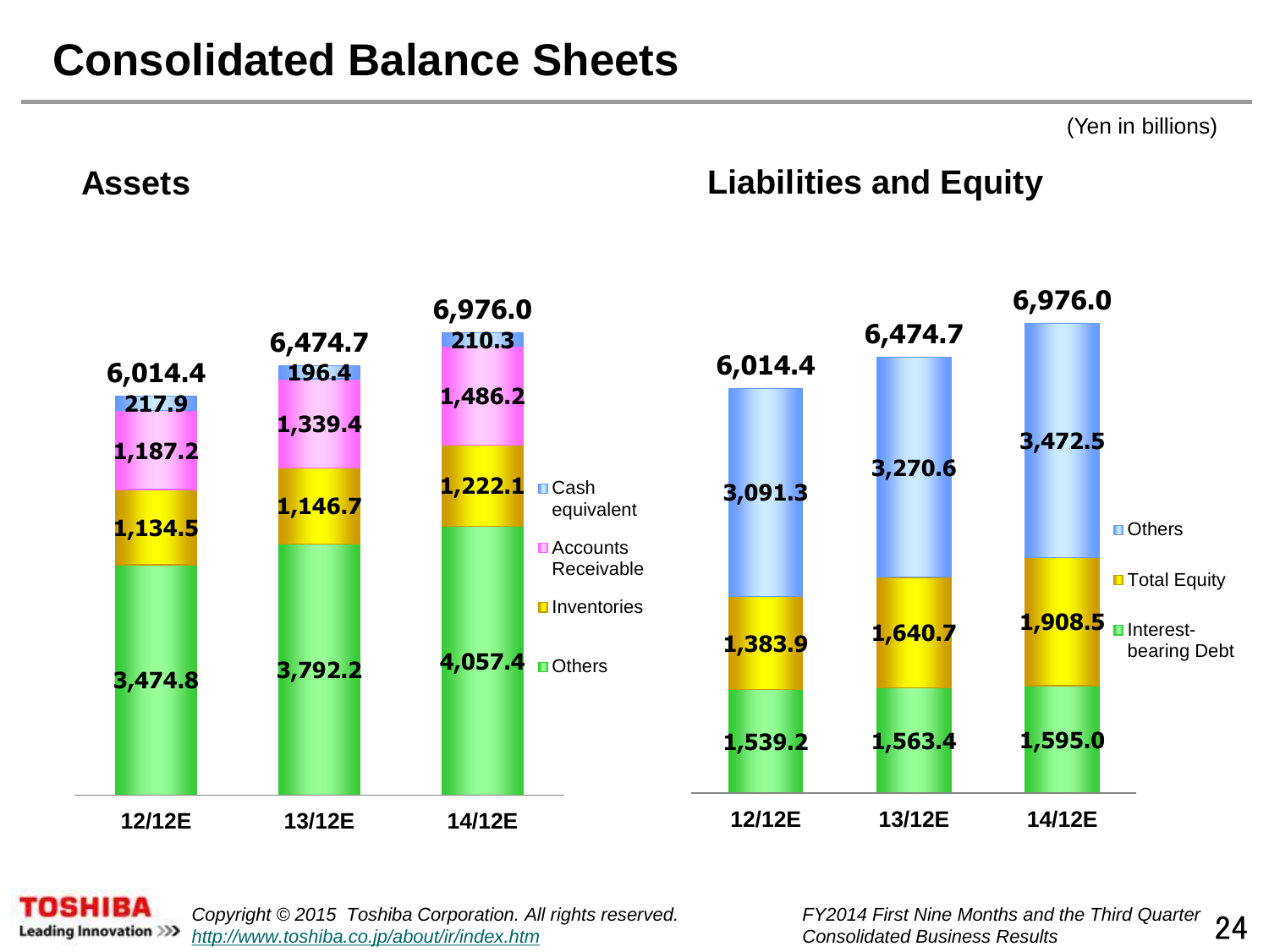# Consolidated Balance Sheets

(Yen in billions)

## Assets

| | 12/12E | 13/12E | 14/12E |
|---|---|---|---|
| Cash equivalent | 217.9 | 196.4 | 210.3 |
| Accounts Receivable | 1,187.2 | 1,339.4 | 1,486.2 |
| Inventories | 1,134.5 | 1,146.7 | 1,222.1 |
| Others | 3,474.8 | 3,792.2 | 4,057.4 |
| Total | 6,014.4 | 6,474.7 | 6,976.0 |

## Liabilities and Equity

| | 12/12E | 13/12E | 14/12E |
|---|---|---|---|
| Others | 3,091.3 | 3,270.6 | 3,472.5 |
| Total Equity | 1,383.9 | 1,640.7 | 1,908.5 |
| Interest-bearing Debt | 1,539.2 | 1,563.4 | 1,595.0 |
| Total | 6,014.4 | 6,474.7 | 6,976.0 |

TOSHIBA Leading Innovation >>>

*Copyright © 2015 Toshiba Corporation. All rights reserved.*
*http://www.toshiba.co.jp/about/ir/index.htm*

*FY2014 First Nine Months and the Third Quarter Consolidated Business Results*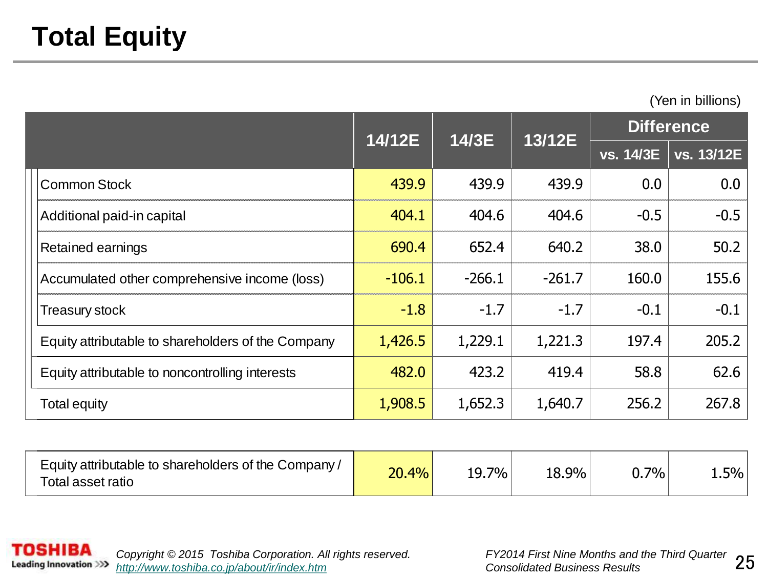# Total Equity

(Yen in billions)

| | 14/12E | 14/3E | 13/12E | Difference | |
|---|---|---|---|---|---|
| | | | | vs. 14/3E | vs. 13/12E |
| Common Stock | 439.9 | 439.9 | 439.9 | 0.0 | 0.0 |
| Additional paid-in capital | 404.1 | 404.6 | 404.6 | -0.5 | -0.5 |
| Retained earnings | 690.4 | 652.4 | 640.2 | 38.0 | 50.2 |
| Accumulated other comprehensive income (loss) | -106.1 | -266.1 | -261.7 | 160.0 | 155.6 |
| Treasury stock | -1.8 | -1.7 | -1.7 | -0.1 | -0.1 |
| Equity attributable to shareholders of the Company | 1,426.5 | 1,229.1 | 1,221.3 | 197.4 | 205.2 |
| Equity attributable to noncontrolling interests | 482.0 | 423.2 | 419.4 | 58.8 | 62.6 |
| Total equity | 1,908.5 | 1,652.3 | 1,640.7 | 256.2 | 267.8 |

| | 14/12E | 14/3E | 13/12E | vs. 14/3E | vs. 13/12E |
|---|---|---|---|---|---|
| Equity attributable to shareholders of the Company / Total asset ratio | 20.4% | 19.7% | 18.9% | 0.7% | 1.5% |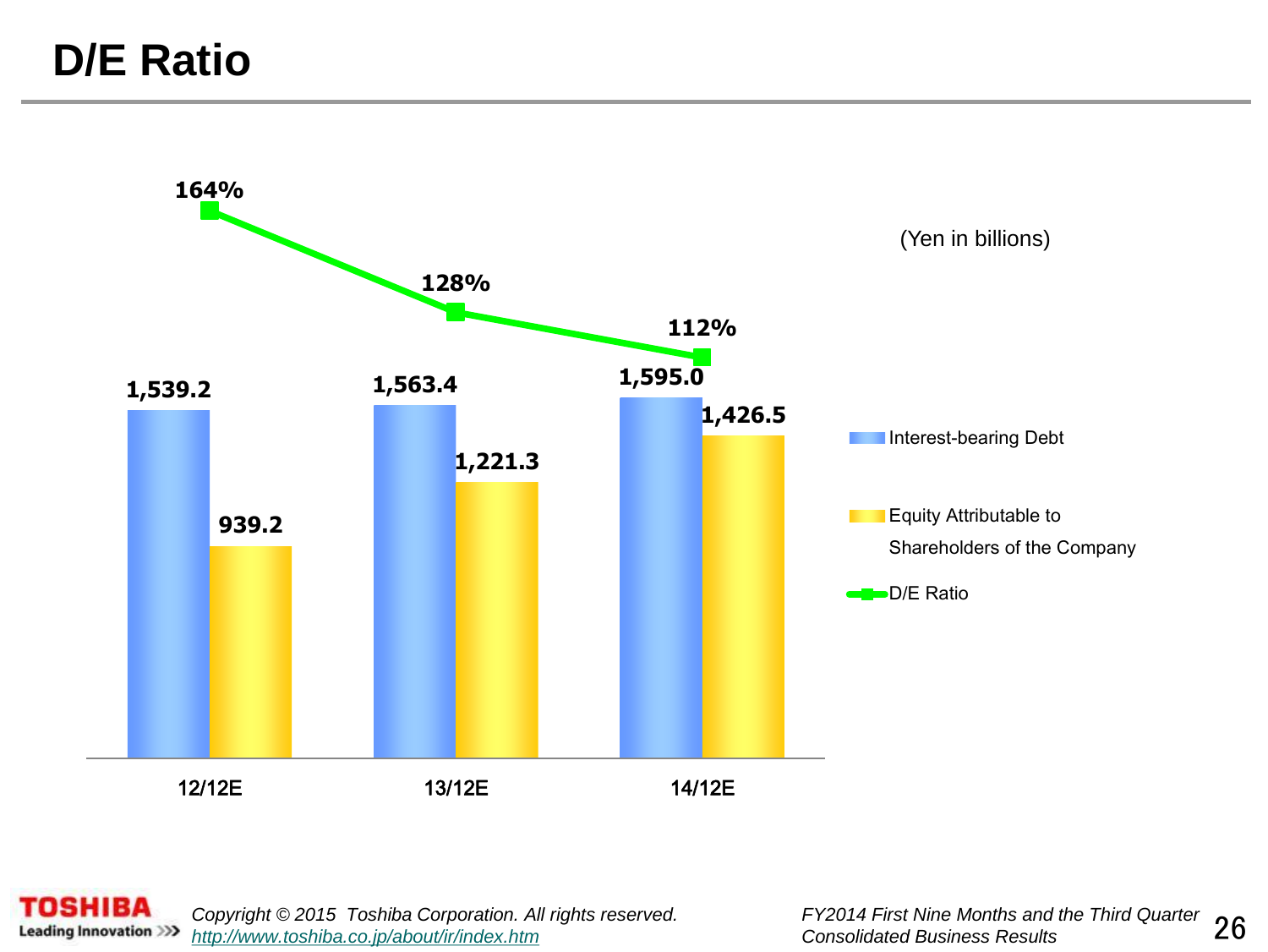# D/E Ratio

(Yen in billions)

| | 12/12E | 13/12E | 14/12E |
|---|---|---|---|
| Interest-bearing Debt | 1,539.2 | 1,563.4 | 1,595.0 |
| Equity Attributable to Shareholders of the Company | 939.2 | 1,221.3 | 1,426.5 |
| D/E Ratio | 164% | 128% | 112% |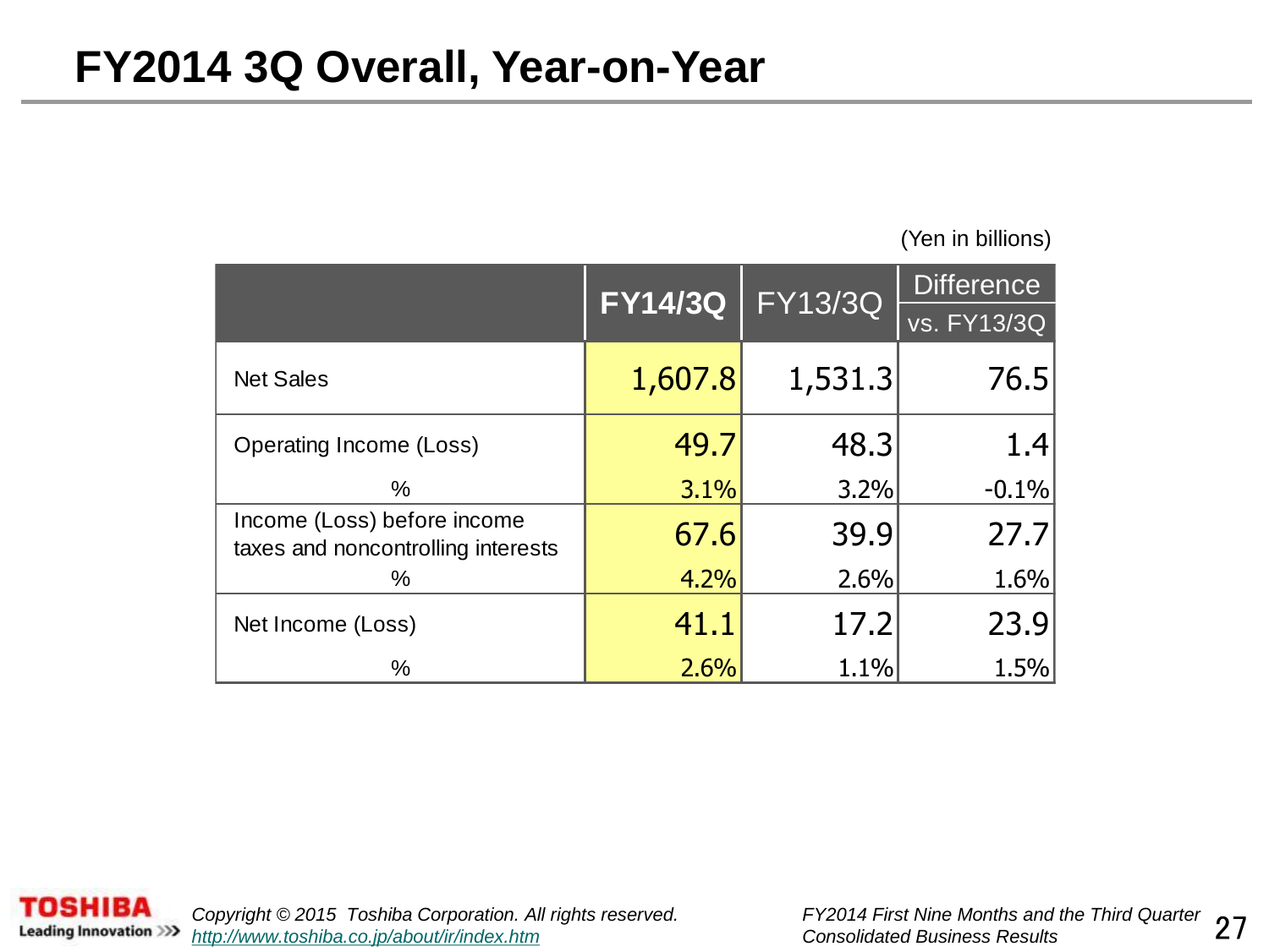# FY2014 3Q Overall, Year-on-Year

(Yen in billions)

| | FY14/3Q | FY13/3Q | Difference vs. FY13/3Q |
|---|---|---|---|
| Net Sales | 1,607.8 | 1,531.3 | 76.5 |
| Operating Income (Loss) | 49.7 | 48.3 | 1.4 |
| % | 3.1% | 3.2% | -0.1% |
| Income (Loss) before income taxes and noncontrolling interests | 67.6 | 39.9 | 27.7 |
| % | 4.2% | 2.6% | 1.6% |
| Net Income (Loss) | 41.1 | 17.2 | 23.9 |
| % | 2.6% | 1.1% | 1.5% |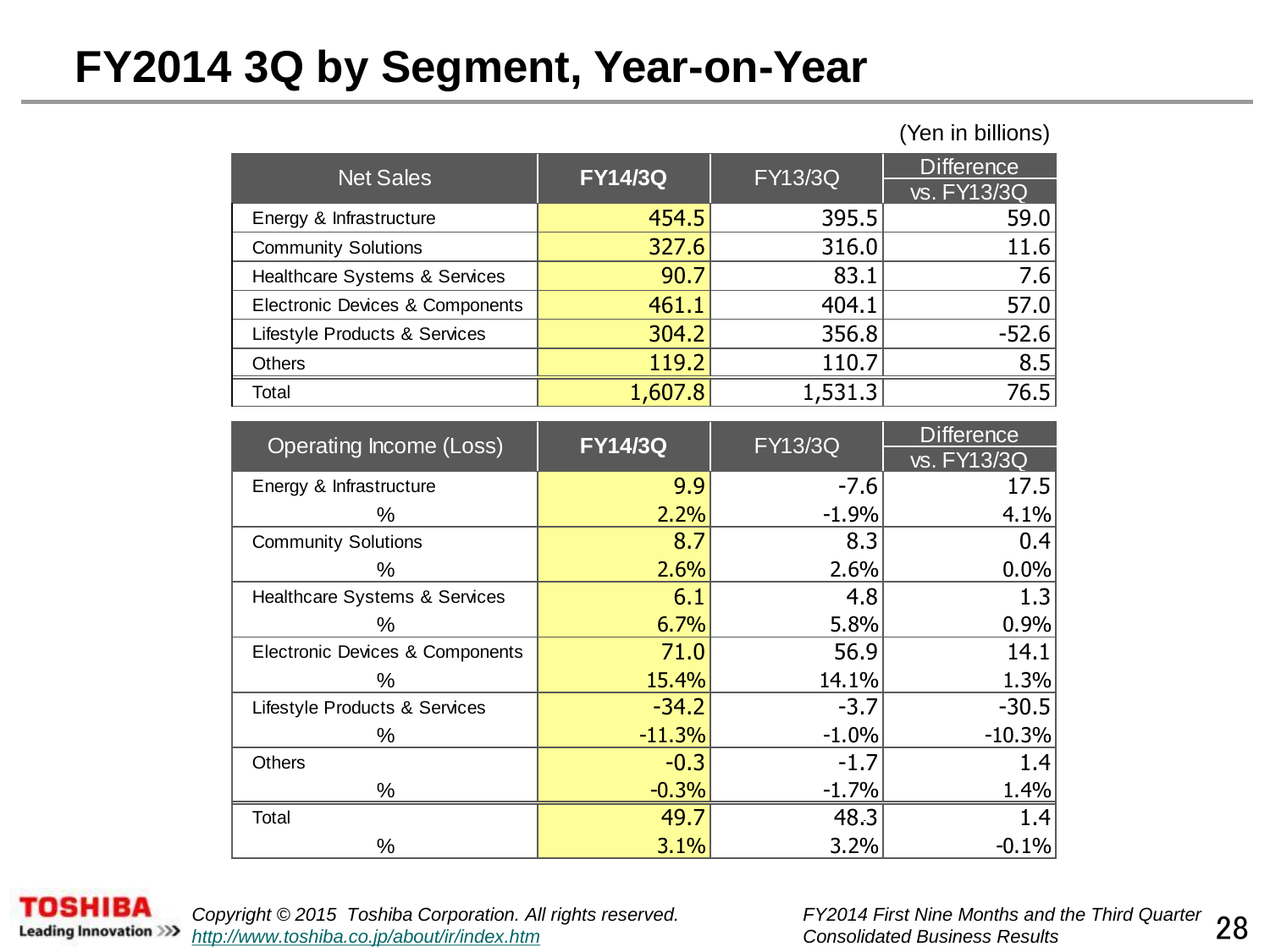# FY2014 3Q by Segment, Year-on-Year

(Yen in billions)

| Net Sales | FY14/3Q | FY13/3Q | Difference vs. FY13/3Q |
|---|---|---|---|
| Energy & Infrastructure | 454.5 | 395.5 | 59.0 |
| Community Solutions | 327.6 | 316.0 | 11.6 |
| Healthcare Systems & Services | 90.7 | 83.1 | 7.6 |
| Electronic Devices & Components | 461.1 | 404.1 | 57.0 |
| Lifestyle Products & Services | 304.2 | 356.8 | -52.6 |
| Others | 119.2 | 110.7 | 8.5 |
| Total | 1,607.8 | 1,531.3 | 76.5 |

| Operating Income (Loss) | FY14/3Q | FY13/3Q | Difference vs. FY13/3Q |
|---|---|---|---|
| Energy & Infrastructure | 9.9 | -7.6 | 17.5 |
| % | 2.2% | -1.9% | 4.1% |
| Community Solutions | 8.7 | 8.3 | 0.4 |
| % | 2.6% | 2.6% | 0.0% |
| Healthcare Systems & Services | 6.1 | 4.8 | 1.3 |
| % | 6.7% | 5.8% | 0.9% |
| Electronic Devices & Components | 71.0 | 56.9 | 14.1 |
| % | 15.4% | 14.1% | 1.3% |
| Lifestyle Products & Services | -34.2 | -3.7 | -30.5 |
| % | -11.3% | -1.0% | -10.3% |
| Others | -0.3 | -1.7 | 1.4 |
| % | -0.3% | -1.7% | 1.4% |
| Total | 49.7 | 48.3 | 1.4 |
| % | 3.1% | 3.2% | -0.1% |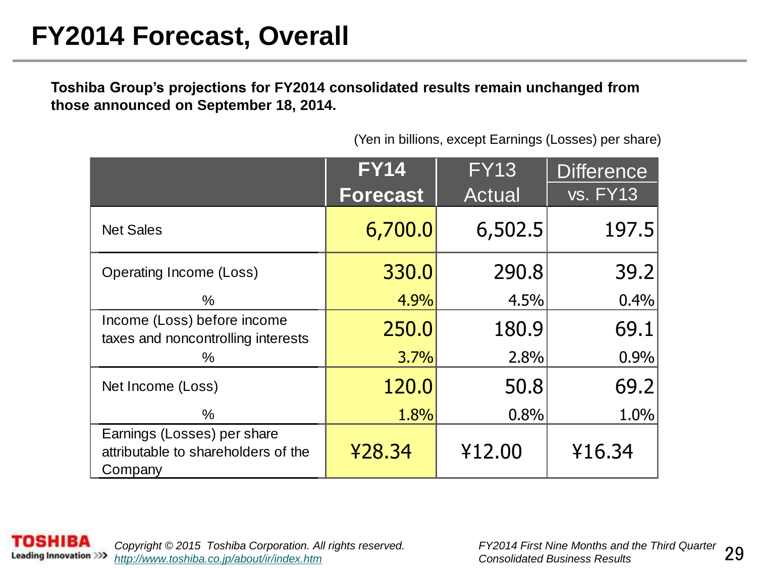# FY2014 Forecast, Overall

**Toshiba Group's projections for FY2014 consolidated results remain unchanged from those announced on September 18, 2014.**

(Yen in billions, except Earnings (Losses) per share)

| | FY14 Forecast | FY13 Actual | Difference vs. FY13 |
|---|---|---|---|
| Net Sales | 6,700.0 | 6,502.5 | 197.5 |
| Operating Income (Loss) | 330.0 | 290.8 | 39.2 |
| % | 4.9% | 4.5% | 0.4% |
| Income (Loss) before income taxes and noncontrolling interests | 250.0 | 180.9 | 69.1 |
| % | 3.7% | 2.8% | 0.9% |
| Net Income (Loss) | 120.0 | 50.8 | 69.2 |
| % | 1.8% | 0.8% | 1.0% |
| Earnings (Losses) per share attributable to shareholders of the Company | ¥28.34 | ¥12.00 | ¥16.34 |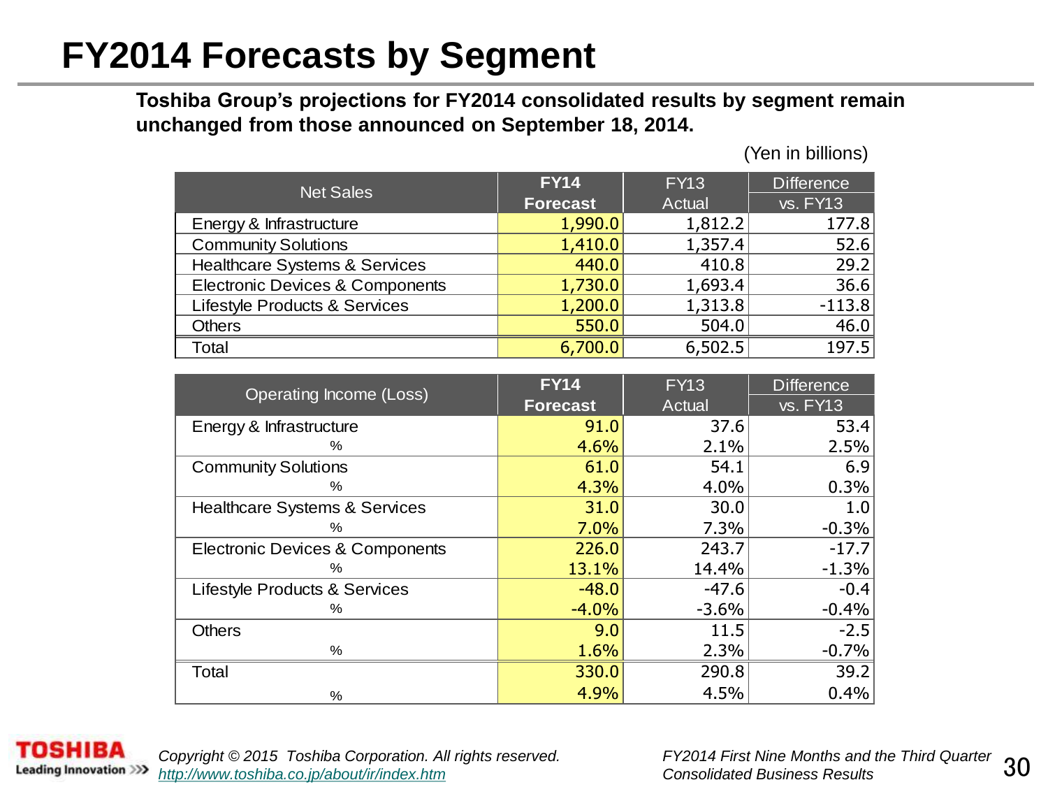# FY2014 Forecasts by Segment

**Toshiba Group's projections for FY2014 consolidated results by segment remain unchanged from those announced on September 18, 2014.**

(Yen in billions)

| Net Sales | FY14 Forecast | FY13 Actual | Difference vs. FY13 |
|---|---|---|---|
| Energy & Infrastructure | 1,990.0 | 1,812.2 | 177.8 |
| Community Solutions | 1,410.0 | 1,357.4 | 52.6 |
| Healthcare Systems & Services | 440.0 | 410.8 | 29.2 |
| Electronic Devices & Components | 1,730.0 | 1,693.4 | 36.6 |
| Lifestyle Products & Services | 1,200.0 | 1,313.8 | -113.8 |
| Others | 550.0 | 504.0 | 46.0 |
| Total | 6,700.0 | 6,502.5 | 197.5 |

| Operating Income (Loss) | FY14 Forecast | FY13 Actual | Difference vs. FY13 |
|---|---|---|---|
| Energy & Infrastructure | 91.0 | 37.6 | 53.4 |
| % | 4.6% | 2.1% | 2.5% |
| Community Solutions | 61.0 | 54.1 | 6.9 |
| % | 4.3% | 4.0% | 0.3% |
| Healthcare Systems & Services | 31.0 | 30.0 | 1.0 |
| % | 7.0% | 7.3% | -0.3% |
| Electronic Devices & Components | 226.0 | 243.7 | -17.7 |
| % | 13.1% | 14.4% | -1.3% |
| Lifestyle Products & Services | -48.0 | -47.6 | -0.4 |
| % | -4.0% | -3.6% | -0.4% |
| Others | 9.0 | 11.5 | -2.5 |
| % | 1.6% | 2.3% | -0.7% |
| Total | 330.0 | 290.8 | 39.2 |
| % | 4.9% | 4.5% | 0.4% |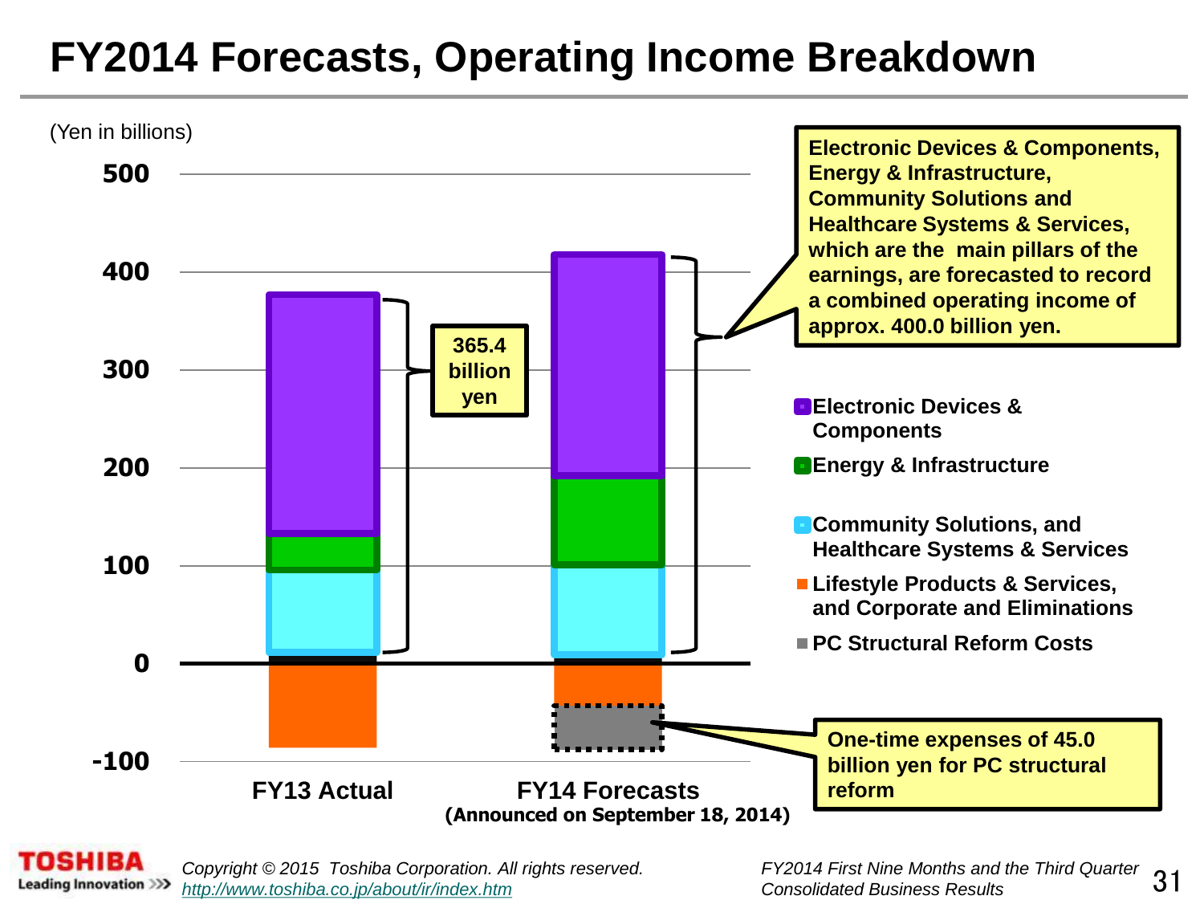# FY2014 Forecasts, Operating Income Breakdown

(Yen in billions)

500

400

300

200

100

0

-100

FY13 Actual

FY14 Forecasts
**(Announced on September 18, 2014)**

**365.4 billion yen**

**Electronic Devices & Components, Energy & Infrastructure, Community Solutions and Healthcare Systems & Services, which are the main pillars of the earnings, are forecasted to record a combined operating income of approx. 400.0 billion yen.**

- Electronic Devices & Components
- Energy & Infrastructure
- Community Solutions, and Healthcare Systems & Services
- Lifestyle Products & Services, and Corporate and Eliminations
- PC Structural Reform Costs

**One-time expenses of 45.0 billion yen for PC structural reform**

*Copyright © 2015 Toshiba Corporation. All rights reserved.*
*http://www.toshiba.co.jp/about/ir/index.htm*

*FY2014 First Nine Months and the Third Quarter Consolidated Business Results*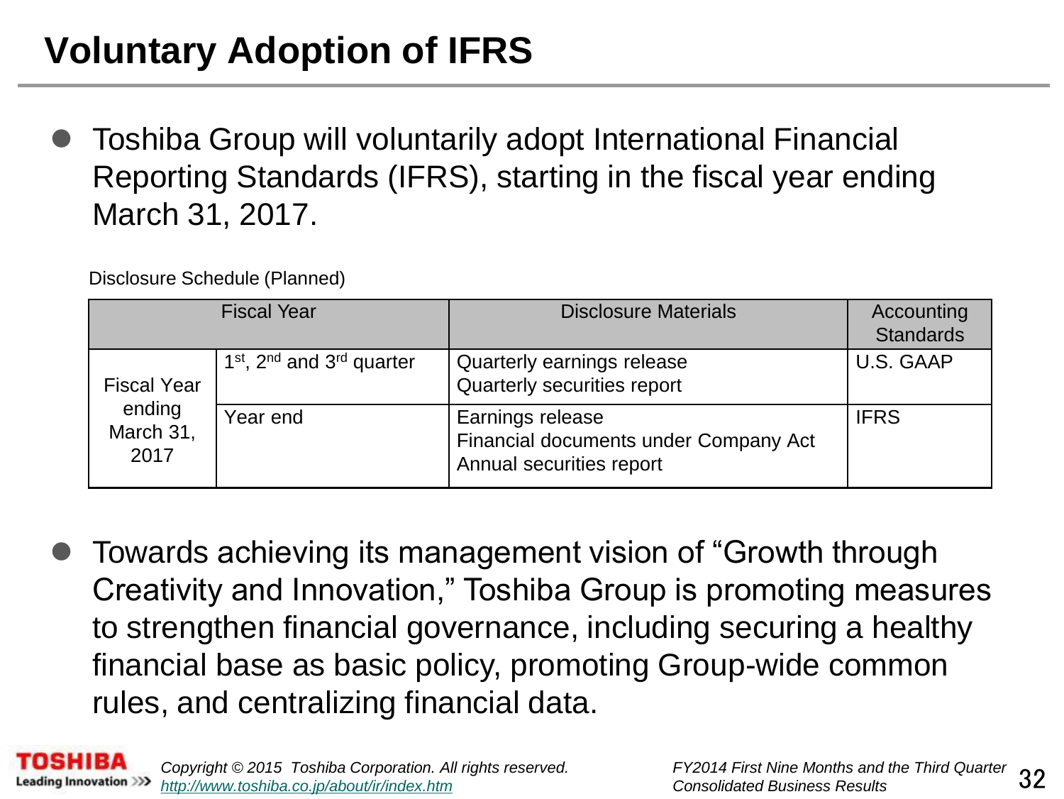# Voluntary Adoption of IFRS

- Toshiba Group will voluntarily adopt International Financial Reporting Standards (IFRS), starting in the fiscal year ending March 31, 2017.

Disclosure Schedule (Planned)

| Fiscal Year | | Disclosure Materials | Accounting Standards |
|---|---|---|---|
| Fiscal Year ending March 31, 2017 | 1st, 2nd and 3rd quarter | Quarterly earnings release<br>Quarterly securities report | U.S. GAAP |
| | Year end | Earnings release<br>Financial documents under Company Act<br>Annual securities report | IFRS |

- Towards achieving its management vision of "Growth through Creativity and Innovation," Toshiba Group is promoting measures to strengthen financial governance, including securing a healthy financial base as basic policy, promoting Group-wide common rules, and centralizing financial data.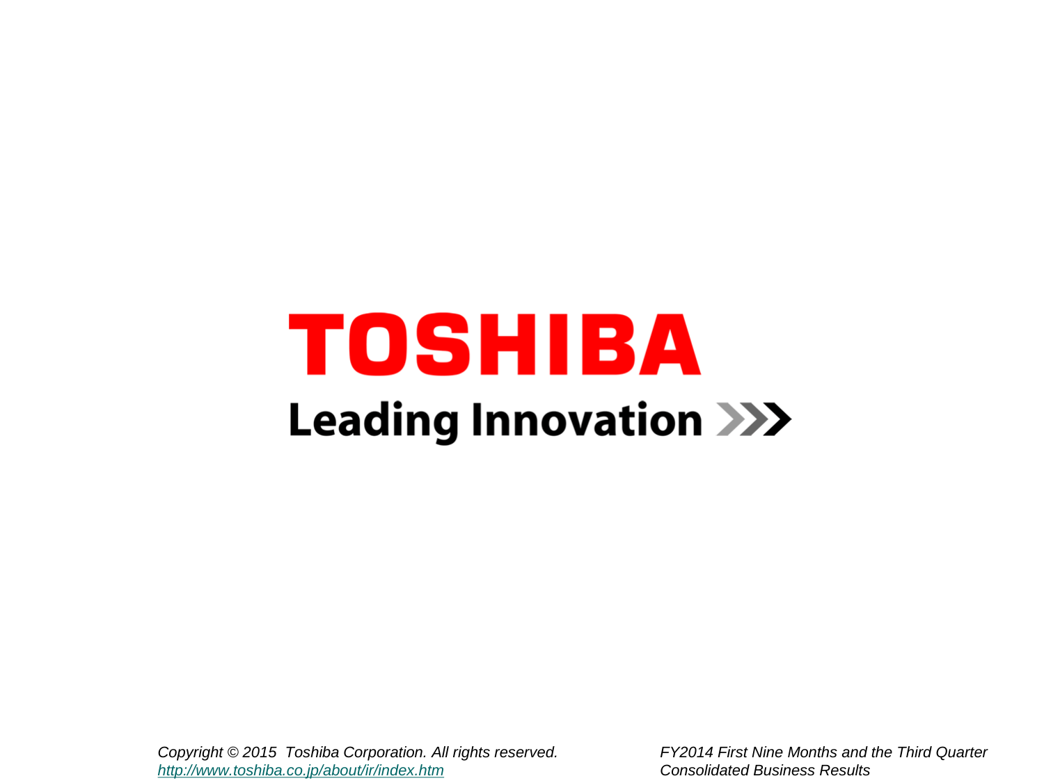TOSHIBA

Leading Innovation >>>

*Copyright © 2015 Toshiba Corporation. All rights reserved.*
*http://www.toshiba.co.jp/about/ir/index.htm*

*FY2014 First Nine Months and the Third Quarter Consolidated Business Results*